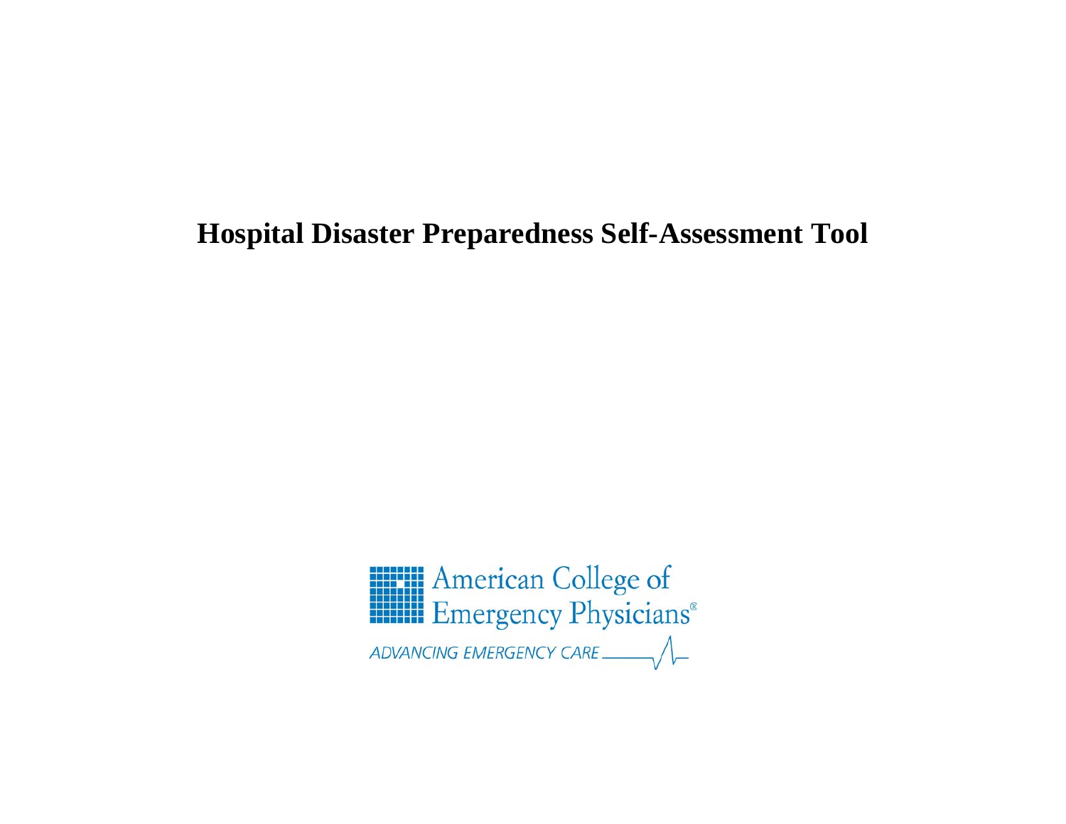# Hospital Disaster Preparedness Self-Assessment Tool

American College of Emergency Physicians®

ADVANCING EMERGENCY CARE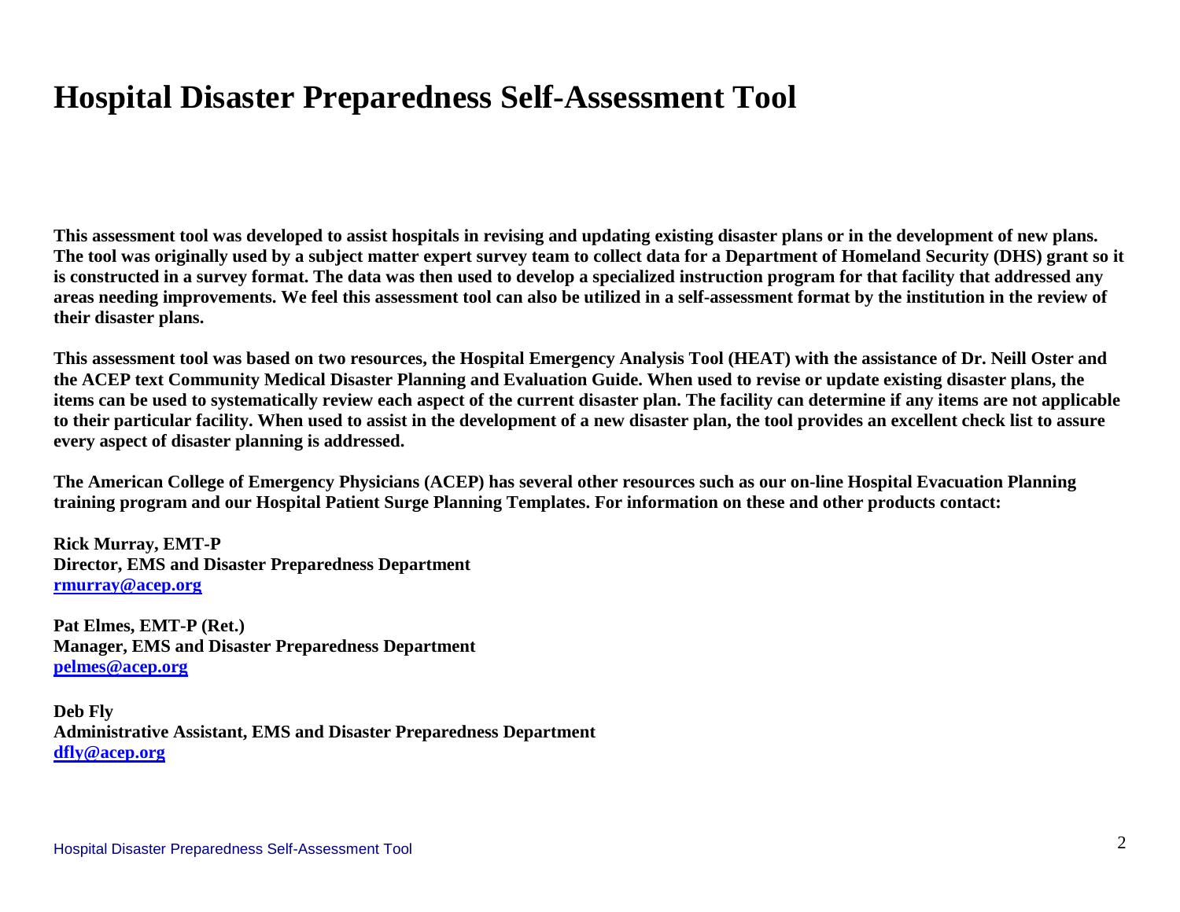# Hospital Disaster Preparedness Self-Assessment Tool

**This assessment tool was developed to assist hospitals in revising and updating existing disaster plans or in the development of new plans. The tool was originally used by a subject matter expert survey team to collect data for a Department of Homeland Security (DHS) grant so it is constructed in a survey format. The data was then used to develop a specialized instruction program for that facility that addressed any areas needing improvements. We feel this assessment tool can also be utilized in a self-assessment format by the institution in the review of their disaster plans.**

**This assessment tool was based on two resources, the Hospital Emergency Analysis Tool (HEAT) with the assistance of Dr. Neill Oster and the ACEP text Community Medical Disaster Planning and Evaluation Guide. When used to revise or update existing disaster plans, the items can be used to systematically review each aspect of the current disaster plan. The facility can determine if any items are not applicable to their particular facility. When used to assist in the development of a new disaster plan, the tool provides an excellent check list to assure every aspect of disaster planning is addressed.**

**The American College of Emergency Physicians (ACEP) has several other resources such as our on-line Hospital Evacuation Planning training program and our Hospital Patient Surge Planning Templates. For information on these and other products contact:**

**Rick Murray, EMT-P**
**Director, EMS and Disaster Preparedness Department**
**rmurray@acep.org**

**Pat Elmes, EMT-P (Ret.)**
**Manager, EMS and Disaster Preparedness Department**
**pelmes@acep.org**

**Deb Fly**
**Administrative Assistant, EMS and Disaster Preparedness Department**
**dfly@acep.org**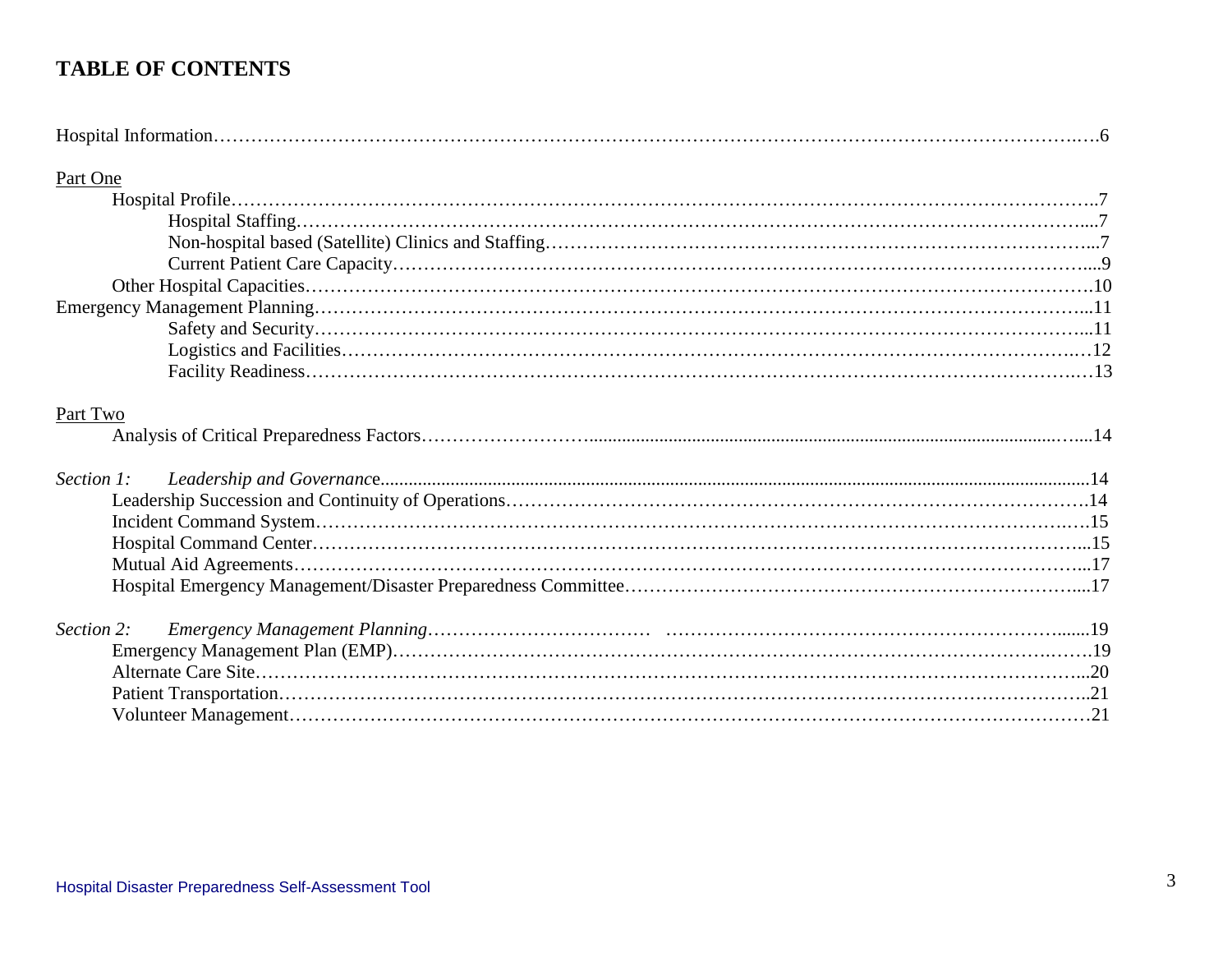# TABLE OF CONTENTS

Hospital Information……………………………………………………………………6

Part One

- Hospital Profile……………………………………………………………………7
  - Hospital Staffing……………………………………………………………………7
  - Non-hospital based (Satellite) Clinics and Staffing……………………………………7
  - Current Patient Care Capacity……………………………………………………………9
- Other Hospital Capacities……………………………………………………………10
- Emergency Management Planning……………………………………………………11
  - Safety and Security……………………………………………………………………11
  - Logistics and Facilities…………………………………………………………………12
  - Facility Readiness………………………………………………………………………13

Part Two

- Analysis of Critical Preparedness Factors……………………………………………14

*Section 1: Leadership and Governance*……………………………………………………14

- Leadership Succession and Continuity of Operations……………………………………14
- Incident Command System……………………………………………………………15
- Hospital Command Center……………………………………………………………15
- Mutual Aid Agreements…………………………………………………………………17
- Hospital Emergency Management/Disaster Preparedness Committee…………………17

*Section 2: Emergency Management Planning*……………………………………………19

- Emergency Management Plan (EMP)……………………………………………………19
- Alternate Care Site……………………………………………………………………20
- Patient Transportation…………………………………………………………………21
- Volunteer Management…………………………………………………………………21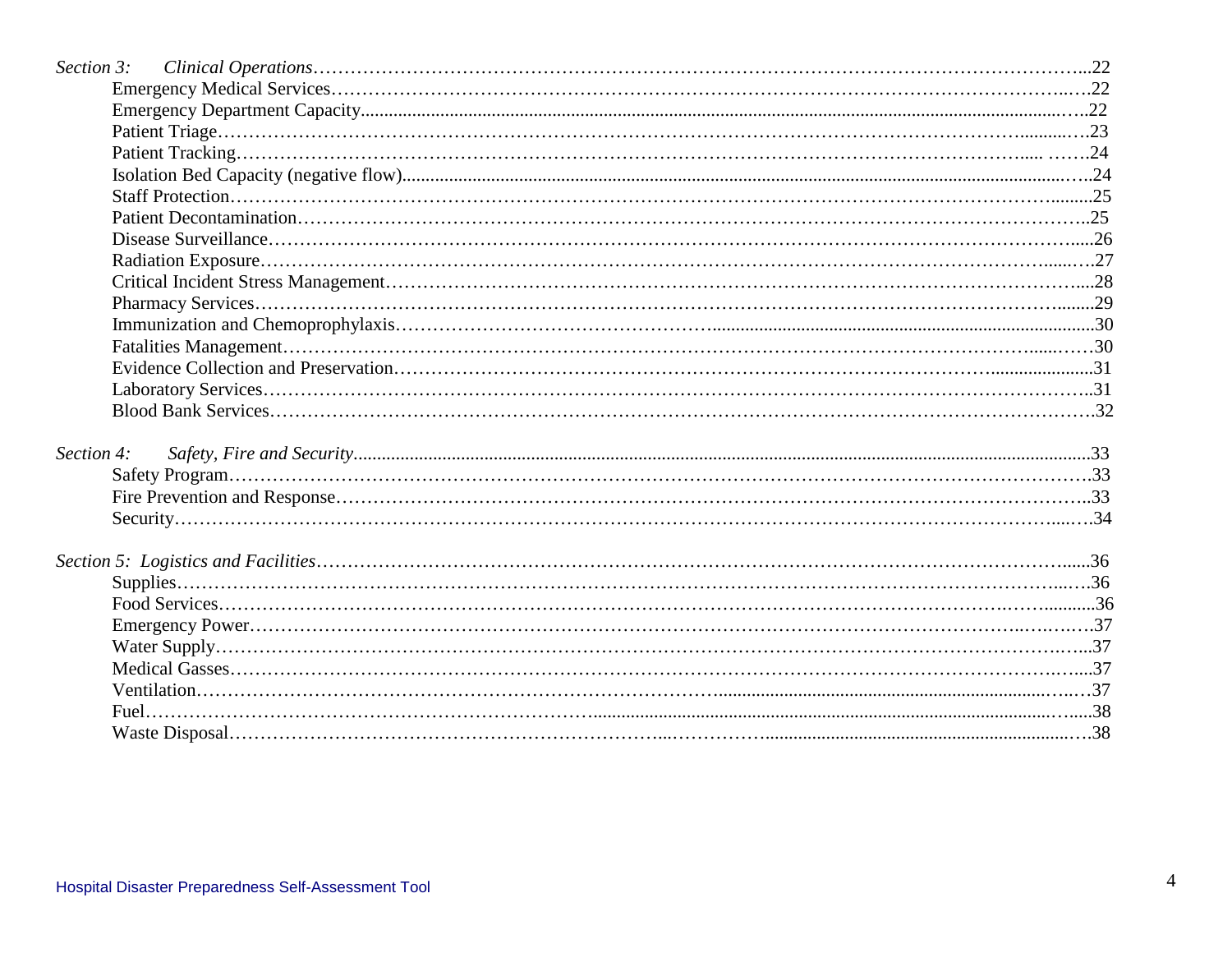*Section 3: Clinical Operations* ... 22

- Emergency Medical Services ... 22
- Emergency Department Capacity ... 22
- Patient Triage ... 23
- Patient Tracking ... 24
- Isolation Bed Capacity (negative flow) ... 24
- Staff Protection ... 25
- Patient Decontamination ... 25
- Disease Surveillance ... 26
- Radiation Exposure ... 27
- Critical Incident Stress Management ... 28
- Pharmacy Services ... 29
- Immunization and Chemoprophylaxis ... 30
- Fatalities Management ... 30
- Evidence Collection and Preservation ... 31
- Laboratory Services ... 31
- Blood Bank Services ... 32

*Section 4: Safety, Fire and Security* ... 33

- Safety Program ... 33
- Fire Prevention and Response ... 33
- Security ... 34

*Section 5: Logistics and Facilities* ... 36

- Supplies ... 36
- Food Services ... 36
- Emergency Power ... 37
- Water Supply ... 37
- Medical Gasses ... 37
- Ventilation ... 37
- Fuel ... 38
- Waste Disposal ... 38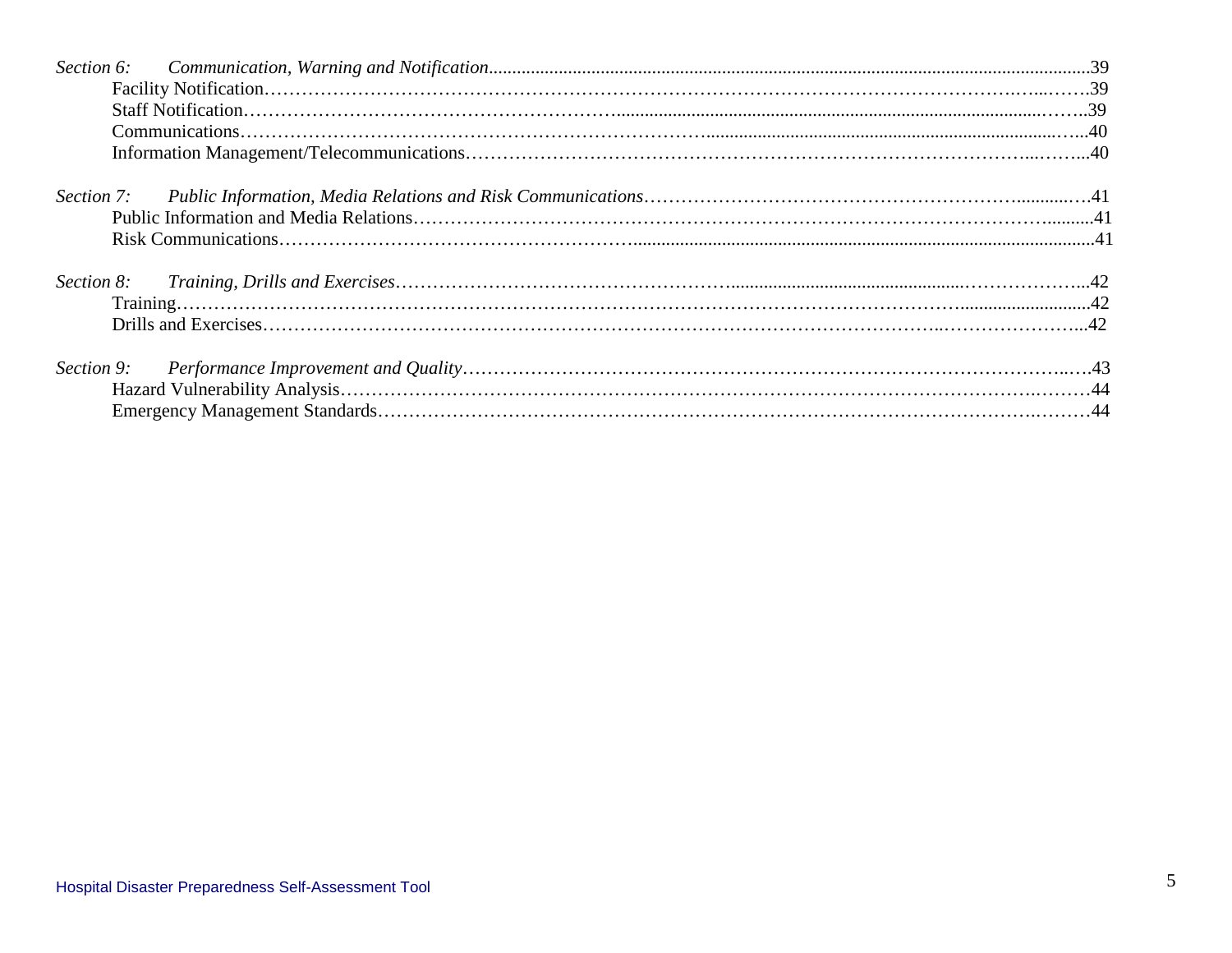*Section 6: Communication, Warning and Notification*......39
- Facility Notification......39
- Staff Notification......39
- Communications......40
- Information Management/Telecommunications......40

*Section 7: Public Information, Media Relations and Risk Communications*......41
- Public Information and Media Relations......41
- Risk Communications......41

*Section 8: Training, Drills and Exercises*......42
- Training......42
- Drills and Exercises......42

*Section 9: Performance Improvement and Quality*......43
- Hazard Vulnerability Analysis......44
- Emergency Management Standards......44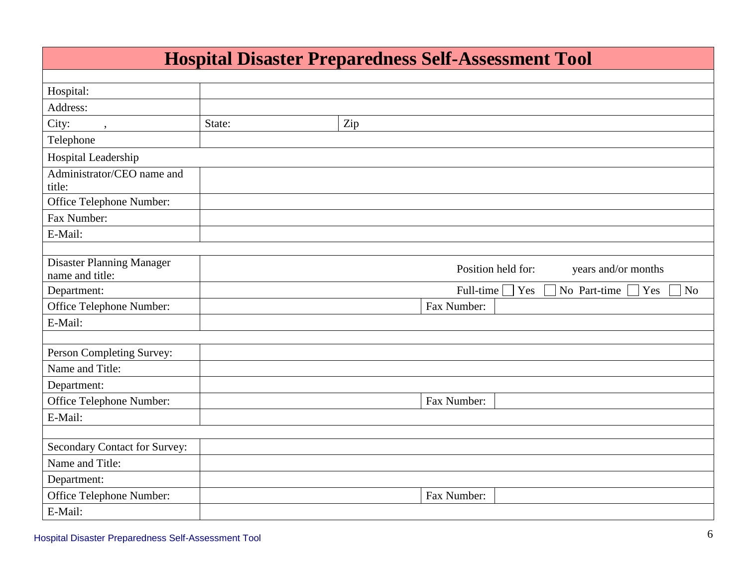# Hospital Disaster Preparedness Self-Assessment Tool

| | | | | |
|---|---|---|---|---|
| Hospital: | | | | |
| Address: | | | | |
| City: , | State: | Zip | | |
| Telephone | | | | |
| Hospital Leadership | | | | |
| Administrator/CEO name and title: | | | | |
| Office Telephone Number: | | | | |
| Fax Number: | | | | |
| E-Mail: | | | | |
| | | | | |
| Disaster Planning Manager name and title: | | | Position held for: years and/or months | |
| Department: | | | Full-time ☐ Yes ☐ No Part-time ☐ Yes ☐ No | |
| Office Telephone Number: | | Fax Number: | | |
| E-Mail: | | | | |
| | | | | |
| Person Completing Survey: | | | | |
| Name and Title: | | | | |
| Department: | | | | |
| Office Telephone Number: | | Fax Number: | | |
| E-Mail: | | | | |
| | | | | |
| Secondary Contact for Survey: | | | | |
| Name and Title: | | | | |
| Department: | | | | |
| Office Telephone Number: | | Fax Number: | | |
| E-Mail: | | | | |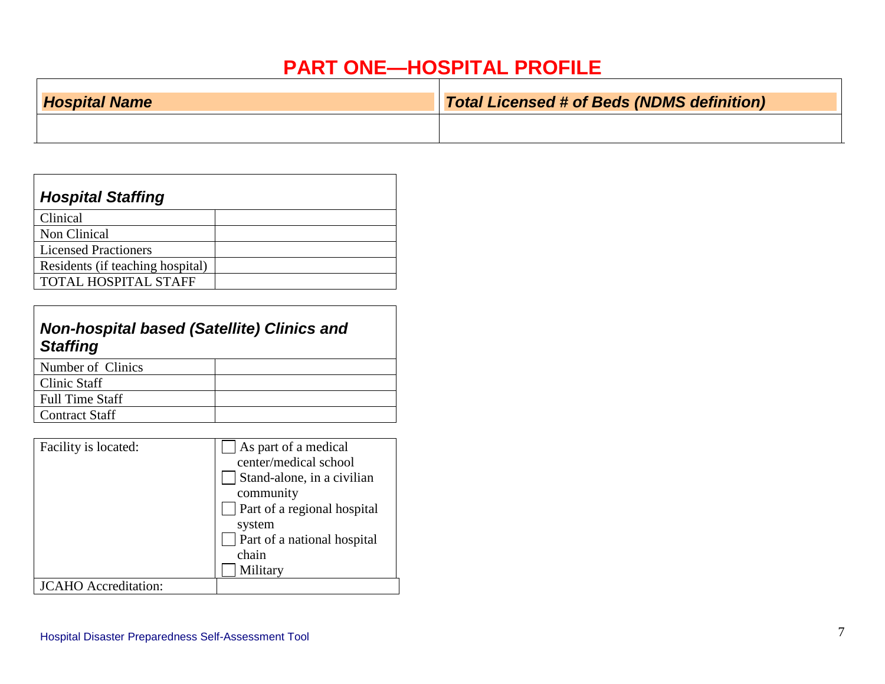# PART ONE—HOSPITAL PROFILE

| ***Hospital Name*** | ***Total Licensed # of Beds (NDMS definition)*** |
|---|---|
| | |

| ***Hospital Staffing*** | |
|---|---|
| Clinical | |
| Non Clinical | |
| Licensed Practioners | |
| Residents (if teaching hospital) | |
| TOTAL HOSPITAL STAFF | |

| ***Non-hospital based (Satellite) Clinics and Staffing*** | |
|---|---|
| Number of Clinics | |
| Clinic Staff | |
| Full Time Staff | |
| Contract Staff | |

| | |
|---|---|
| Facility is located: | ☐ As part of a medical center/medical school<br>☐ Stand-alone, in a civilian community<br>☐ Part of a regional hospital system<br>☐ Part of a national hospital chain<br>☐ Military |
| JCAHO Accreditation: | |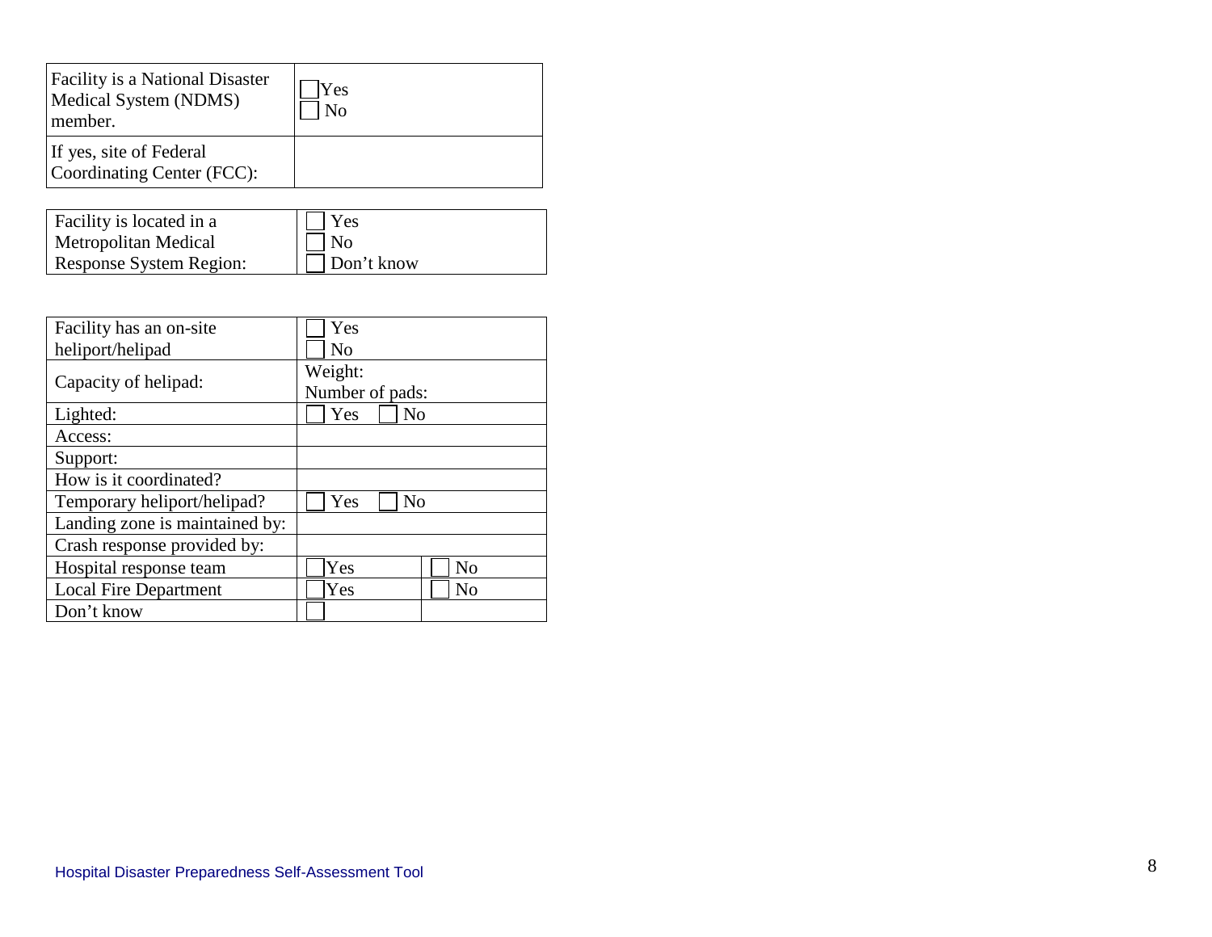| Facility is a National Disaster Medical System (NDMS) member. | ☐ Yes<br>☐ No |
| --- | --- |
| If yes, site of Federal Coordinating Center (FCC): | |

| Facility is located in a Metropolitan Medical Response System Region: | ☐ Yes<br>☐ No<br>☐ Don't know |
| --- | --- |

| Facility has an on-site heliport/helipad | ☐ Yes<br>☐ No | |
| --- | --- | --- |
| Capacity of helipad: | Weight:<br>Number of pads: | |
| Lighted: | ☐ Yes ☐ No | |
| Access: | | |
| Support: | | |
| How is it coordinated? | | |
| Temporary heliport/helipad? | ☐ Yes ☐ No | |
| Landing zone is maintained by: | | |
| Crash response provided by: | | |
| Hospital response team | ☐ Yes | ☐ No |
| Local Fire Department | ☐ Yes | ☐ No |
| Don't know | ☐ | |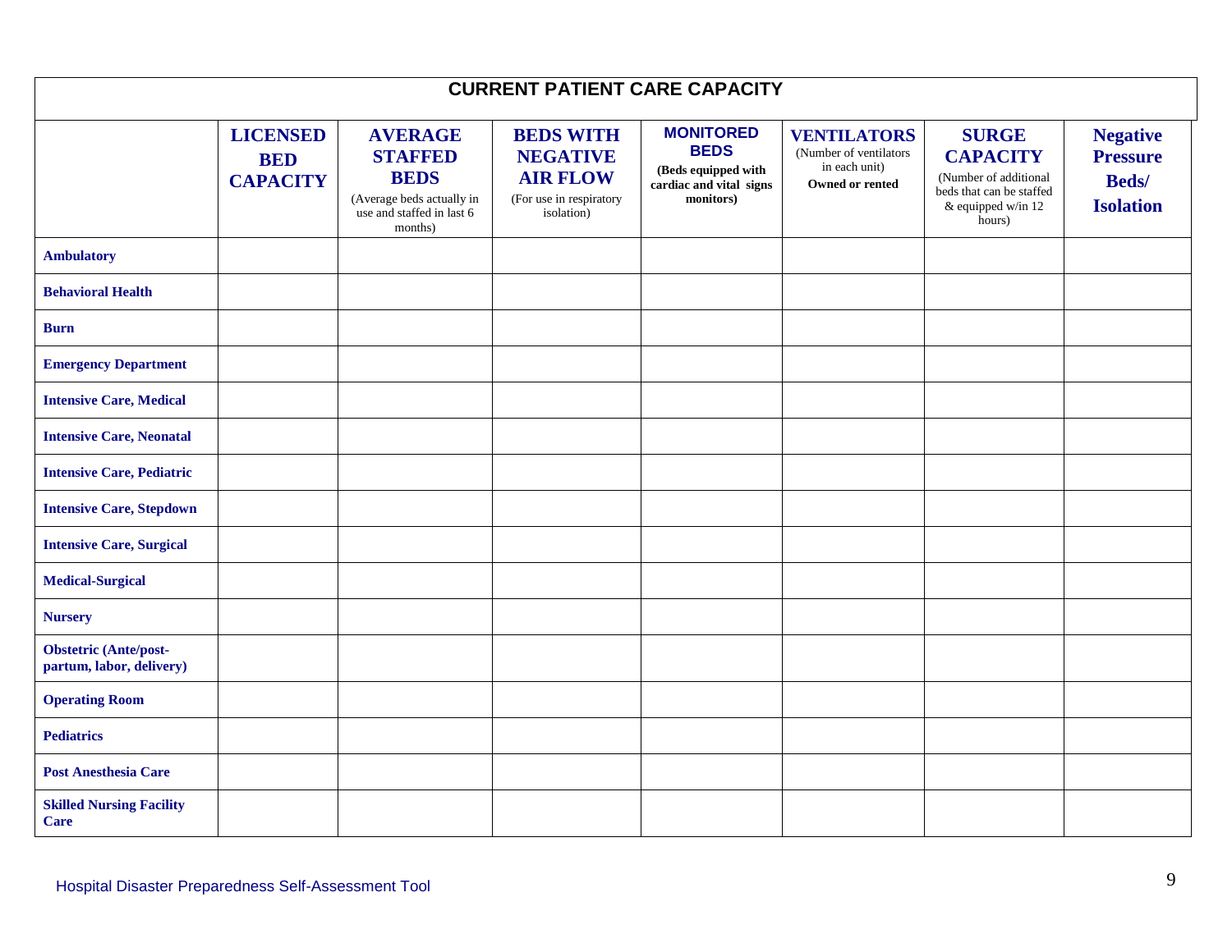## CURRENT PATIENT CARE CAPACITY

| | LICENSED BED CAPACITY | AVERAGE STAFFED BEDS (Average beds actually in use and staffed in last 6 months) | BEDS WITH NEGATIVE AIR FLOW (For use in respiratory isolation) | MONITORED BEDS (Beds equipped with cardiac and vital signs monitors) | VENTILATORS (Number of ventilators in each unit) Owned or rented | SURGE CAPACITY (Number of additional beds that can be staffed & equipped w/in 12 hours) | Negative Pressure Beds/ Isolation |
|---|---|---|---|---|---|---|---|
| **Ambulatory** | | | | | | | |
| **Behavioral Health** | | | | | | | |
| **Burn** | | | | | | | |
| **Emergency Department** | | | | | | | |
| **Intensive Care, Medical** | | | | | | | |
| **Intensive Care, Neonatal** | | | | | | | |
| **Intensive Care, Pediatric** | | | | | | | |
| **Intensive Care, Stepdown** | | | | | | | |
| **Intensive Care, Surgical** | | | | | | | |
| **Medical-Surgical** | | | | | | | |
| **Nursery** | | | | | | | |
| **Obstetric (Ante/post-partum, labor, delivery)** | | | | | | | |
| **Operating Room** | | | | | | | |
| **Pediatrics** | | | | | | | |
| **Post Anesthesia Care** | | | | | | | |
| **Skilled Nursing Facility Care** | | | | | | | |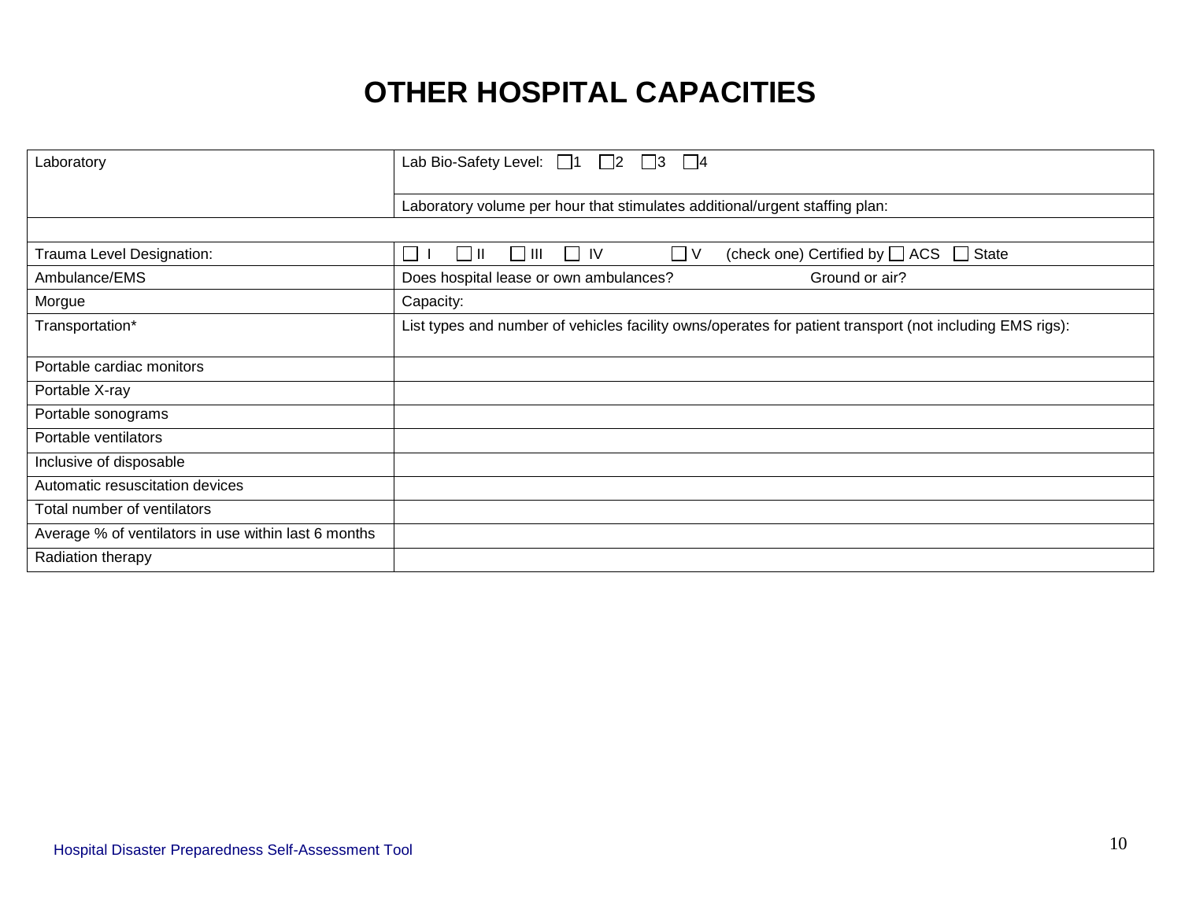# OTHER HOSPITAL CAPACITIES

| | |
|---|---|
| Laboratory | Lab Bio-Safety Level: ☐1 ☐2 ☐3 ☐4 |
| | Laboratory volume per hour that stimulates additional/urgent staffing plan: |
| | |
| Trauma Level Designation: | ☐ I ☐ II ☐ III ☐ IV ☐ V (check one) Certified by ☐ ACS ☐ State |
| Ambulance/EMS | Does hospital lease or own ambulances? Ground or air? |
| Morgue | Capacity: |
| Transportation* | List types and number of vehicles facility owns/operates for patient transport (not including EMS rigs): |
| Portable cardiac monitors | |
| Portable X-ray | |
| Portable sonograms | |
| Portable ventilators | |
| Inclusive of disposable | |
| Automatic resuscitation devices | |
| Total number of ventilators | |
| Average % of ventilators in use within last 6 months | |
| Radiation therapy | |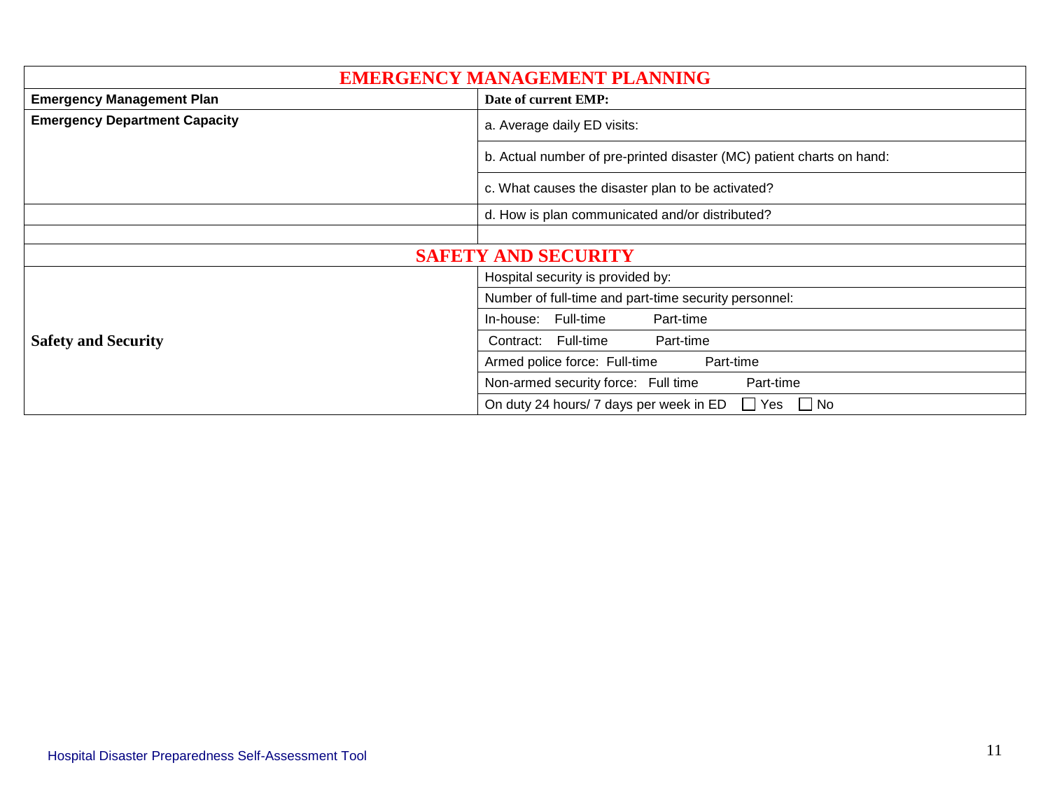| EMERGENCY MANAGEMENT PLANNING | |
|---|---|
| **Emergency Management Plan** | **Date of current EMP:** |
| **Emergency Department Capacity** | a. Average daily ED visits: |
| | b. Actual number of pre-printed disaster (MC) patient charts on hand: |
| | c. What causes the disaster plan to be activated? |
| | d. How is plan communicated and/or distributed? |
| | |
| **SAFETY AND SECURITY** | |
| **Safety and Security** | Hospital security is provided by: |
| | Number of full-time and part-time security personnel: |
| | In-house: Full-time Part-time |
| | Contract: Full-time Part-time |
| | Armed police force: Full-time Part-time |
| | Non-armed security force: Full time Part-time |
| | On duty 24 hours/ 7 days per week in ED ☐ Yes ☐ No |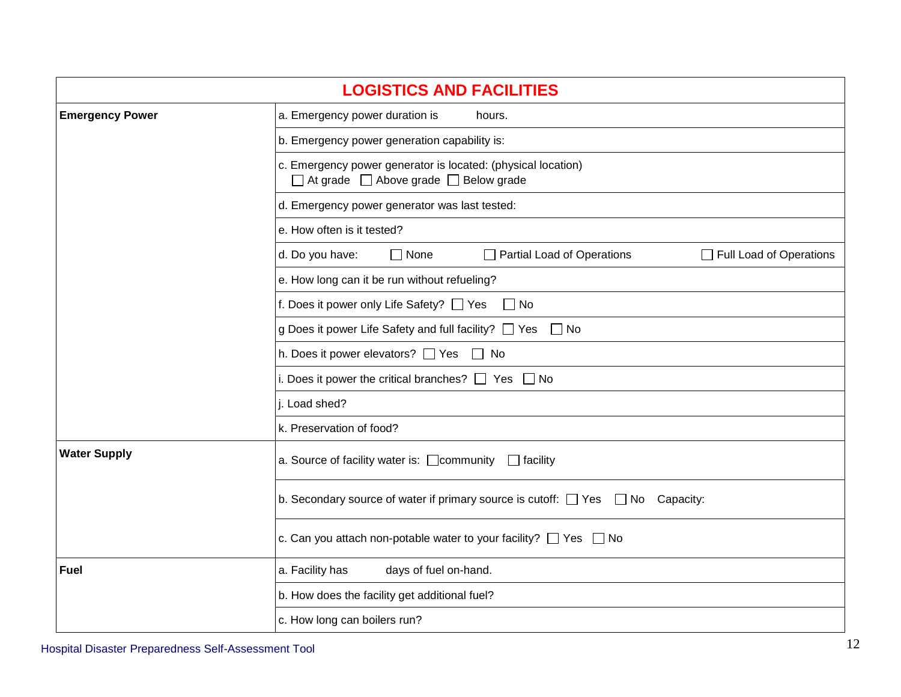| LOGISTICS AND FACILITIES | |
|---|---|
| **Emergency Power** | a. Emergency power duration is hours. |
| | b. Emergency power generation capability is: |
| | c. Emergency power generator is located: (physical location) ☐ At grade ☐ Above grade ☐ Below grade |
| | d. Emergency power generator was last tested: |
| | e. How often is it tested? |
| | d. Do you have: ☐ None ☐ Partial Load of Operations ☐ Full Load of Operations |
| | e. How long can it be run without refueling? |
| | f. Does it power only Life Safety? ☐ Yes ☐ No |
| | g Does it power Life Safety and full facility? ☐ Yes ☐ No |
| | h. Does it power elevators? ☐ Yes ☐ No |
| | i. Does it power the critical branches? ☐ Yes ☐ No |
| | j. Load shed? |
| | k. Preservation of food? |
| **Water Supply** | a. Source of facility water is: ☐community ☐ facility |
| | b. Secondary source of water if primary source is cutoff: ☐ Yes ☐ No Capacity: |
| | c. Can you attach non-potable water to your facility? ☐ Yes ☐ No |
| **Fuel** | a. Facility has days of fuel on-hand. |
| | b. How does the facility get additional fuel? |
| | c. How long can boilers run? |

Hospital Disaster Preparedness Self-Assessment Tool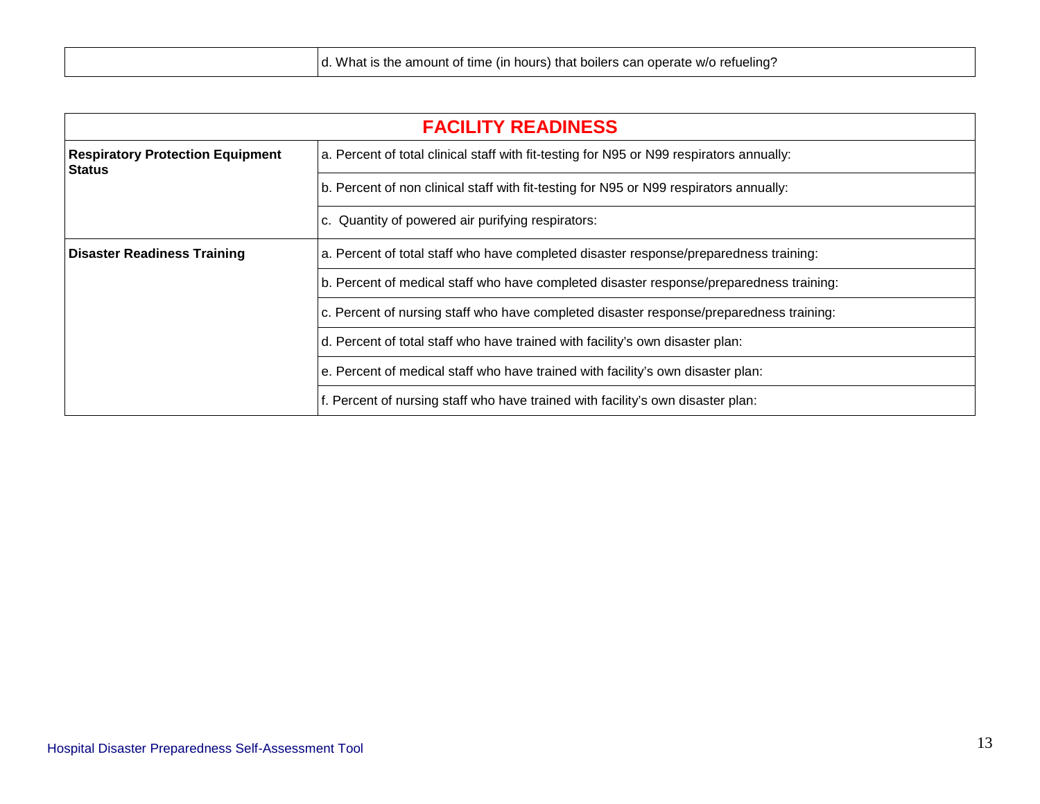| | |
|---|---|
| | d. What is the amount of time (in hours) that boilers can operate w/o refueling? |

| FACILITY READINESS | |
|---|---|
| **Respiratory Protection Equipment Status** | a. Percent of total clinical staff with fit-testing for N95 or N99 respirators annually: |
| | b. Percent of non clinical staff with fit-testing for N95 or N99 respirators annually: |
| | c. Quantity of powered air purifying respirators: |
| **Disaster Readiness Training** | a. Percent of total staff who have completed disaster response/preparedness training: |
| | b. Percent of medical staff who have completed disaster response/preparedness training: |
| | c. Percent of nursing staff who have completed disaster response/preparedness training: |
| | d. Percent of total staff who have trained with facility's own disaster plan: |
| | e. Percent of medical staff who have trained with facility's own disaster plan: |
| | f. Percent of nursing staff who have trained with facility's own disaster plan: |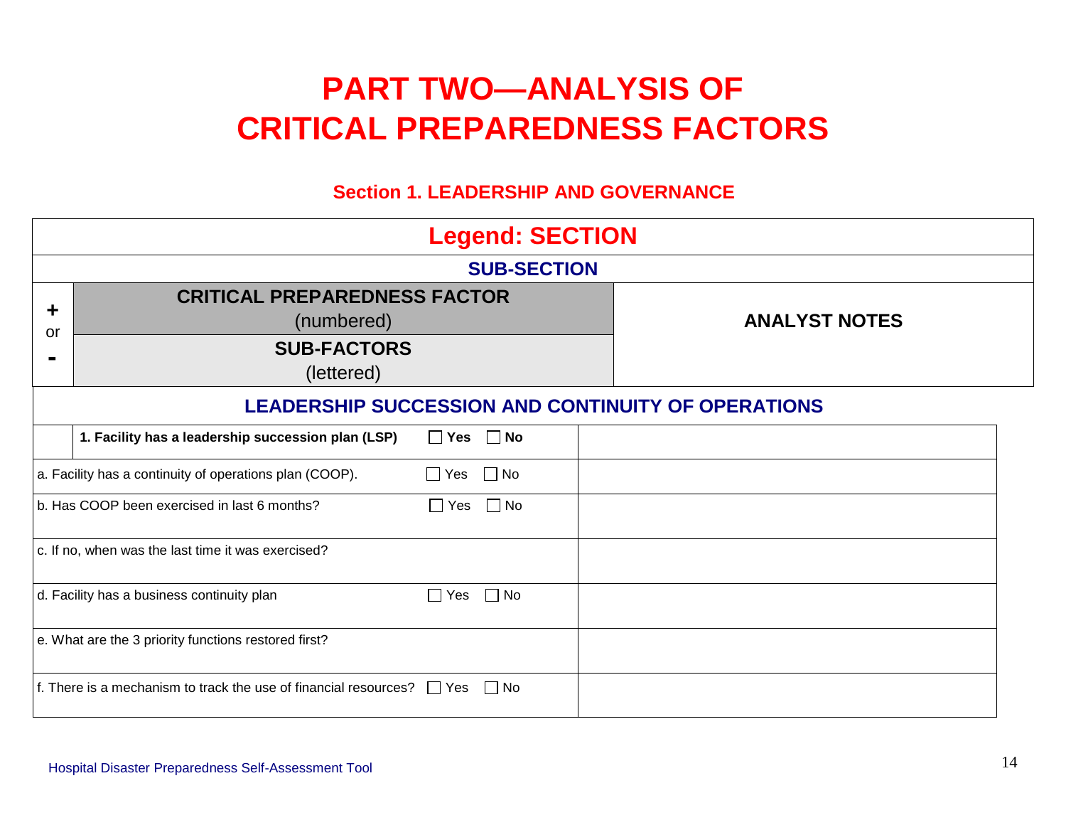# PART TWO—ANALYSIS OF CRITICAL PREPAREDNESS FACTORS

## Section 1. LEADERSHIP AND GOVERNANCE

| Legend: SECTION | | |
|---|---|---|
| SUB-SECTION | | |
| + or - | **CRITICAL PREPAREDNESS FACTOR** (numbered) / **SUB-FACTORS** (lettered) | **ANALYST NOTES** |

### LEADERSHIP SUCCESSION AND CONTINUITY OF OPERATIONS

| | | |
|---|---|---|
| | **1. Facility has a leadership succession plan (LSP)** ☐ **Yes** ☐ **No** | |
| a. Facility has a continuity of operations plan (COOP). ☐ Yes ☐ No | | |
| b. Has COOP been exercised in last 6 months? ☐ Yes ☐ No | | |
| c. If no, when was the last time it was exercised? | | |
| d. Facility has a business continuity plan ☐ Yes ☐ No | | |
| e. What are the 3 priority functions restored first? | | |
| f. There is a mechanism to track the use of financial resources? ☐ Yes ☐ No | | |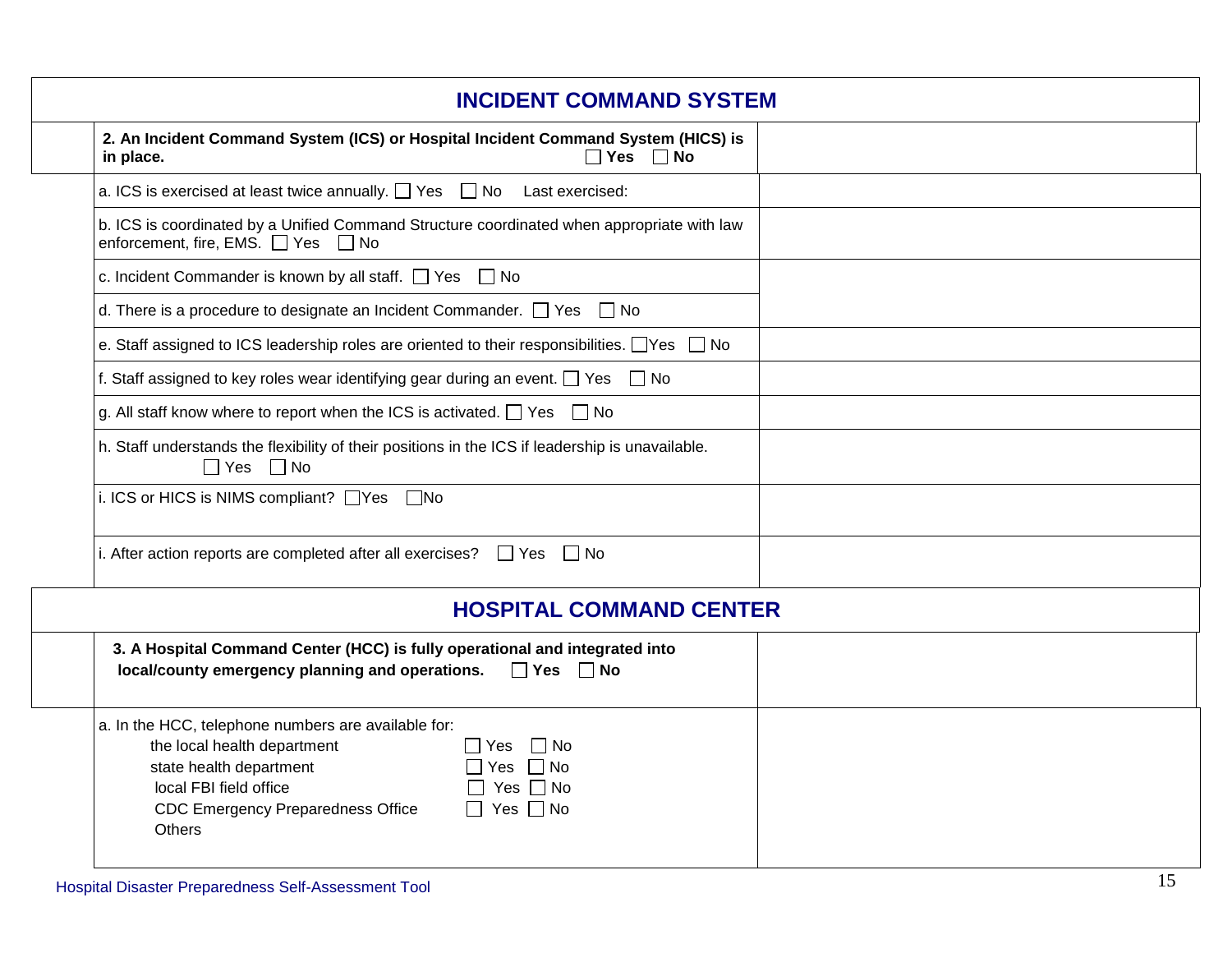## INCIDENT COMMAND SYSTEM

| | | |
|---|---|---|
| | **2. An Incident Command System (ICS) or Hospital Incident Command System (HICS) is in place.** ☐ **Yes** ☐ **No** | |
| | a. ICS is exercised at least twice annually. ☐ Yes ☐ No Last exercised: | |
| | b. ICS is coordinated by a Unified Command Structure coordinated when appropriate with law enforcement, fire, EMS. ☐ Yes ☐ No | |
| | c. Incident Commander is known by all staff. ☐ Yes ☐ No | |
| | d. There is a procedure to designate an Incident Commander. ☐ Yes ☐ No | |
| | e. Staff assigned to ICS leadership roles are oriented to their responsibilities. ☐Yes ☐ No | |
| | f. Staff assigned to key roles wear identifying gear during an event. ☐ Yes ☐ No | |
| | g. All staff know where to report when the ICS is activated. ☐ Yes ☐ No | |
| | h. Staff understands the flexibility of their positions in the ICS if leadership is unavailable. ☐ Yes ☐ No | |
| | i. ICS or HICS is NIMS compliant? ☐Yes ☐No | |
| | i. After action reports are completed after all exercises? ☐ Yes ☐ No | |

## HOSPITAL COMMAND CENTER

| | | |
|---|---|---|
| | **3. A Hospital Command Center (HCC) is fully operational and integrated into local/county emergency planning and operations.** ☐ **Yes** ☐ **No** | |
| | a. In the HCC, telephone numbers are available for:<br>the local health department ☐ Yes ☐ No<br>state health department ☐ Yes ☐ No<br>local FBI field office ☐ Yes ☐ No<br>CDC Emergency Preparedness Office ☐ Yes ☐ No<br>Others | |

Hospital Disaster Preparedness Self-Assessment Tool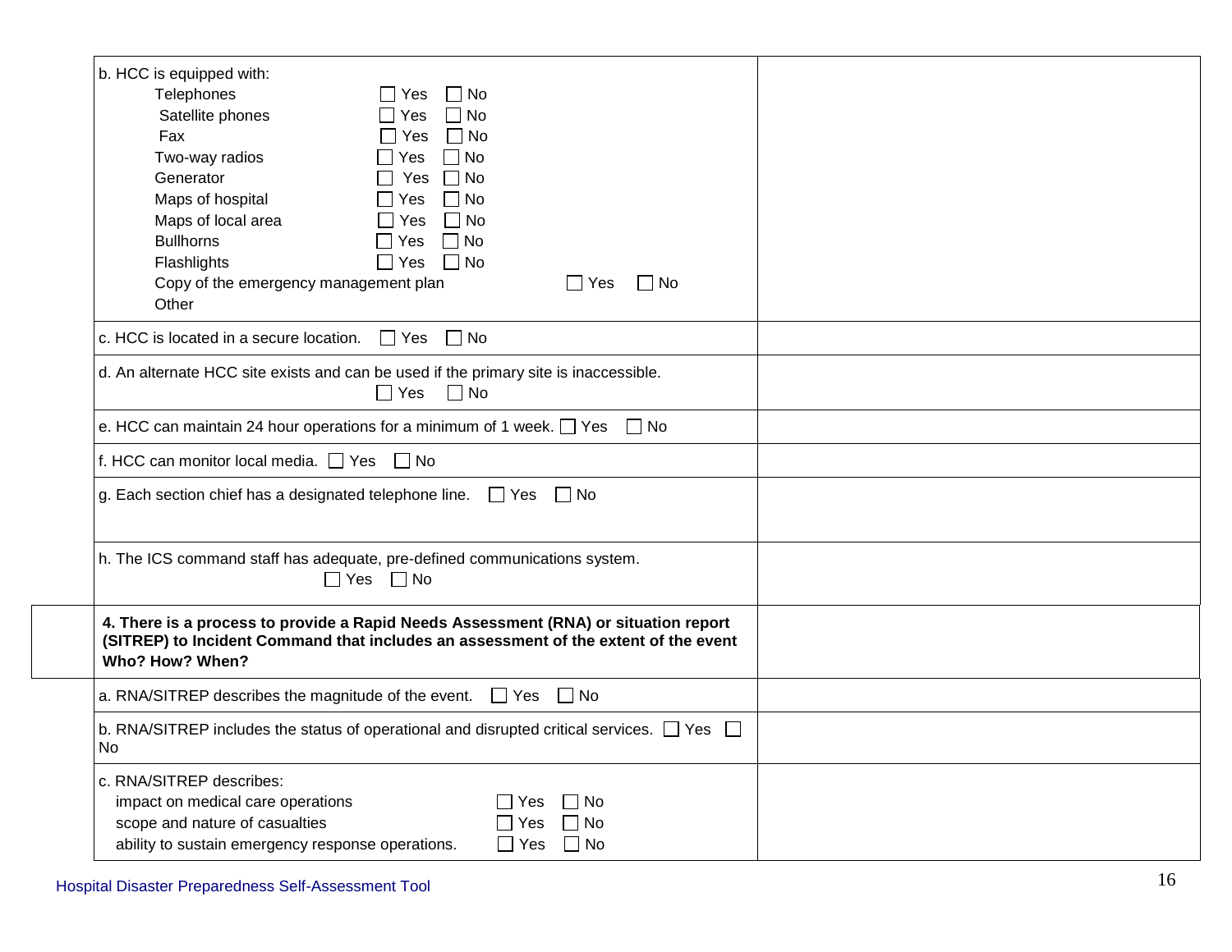| | |
|---|---|
| b. HCC is equipped with:<br>Telephones ☐ Yes ☐ No<br>Satellite phones ☐ Yes ☐ No<br>Fax ☐ Yes ☐ No<br>Two-way radios ☐ Yes ☐ No<br>Generator ☐ Yes ☐ No<br>Maps of hospital ☐ Yes ☐ No<br>Maps of local area ☐ Yes ☐ No<br>Bullhorns ☐ Yes ☐ No<br>Flashlights ☐ Yes ☐ No<br>Copy of the emergency management plan ☐ Yes ☐ No<br>Other | |
| c. HCC is located in a secure location. ☐ Yes ☐ No | |
| d. An alternate HCC site exists and can be used if the primary site is inaccessible. ☐ Yes ☐ No | |
| e. HCC can maintain 24 hour operations for a minimum of 1 week. ☐ Yes ☐ No | |
| f. HCC can monitor local media. ☐ Yes ☐ No | |
| g. Each section chief has a designated telephone line. ☐ Yes ☐ No | |
| h. The ICS command staff has adequate, pre-defined communications system. ☐ Yes ☐ No | |
| **4. There is a process to provide a Rapid Needs Assessment (RNA) or situation report (SITREP) to Incident Command that includes an assessment of the extent of the event Who? How? When?** | |
| a. RNA/SITREP describes the magnitude of the event. ☐ Yes ☐ No | |
| b. RNA/SITREP includes the status of operational and disrupted critical services. ☐ Yes ☐ No | |
| c. RNA/SITREP describes:<br>impact on medical care operations ☐ Yes ☐ No<br>scope and nature of casualties ☐ Yes ☐ No<br>ability to sustain emergency response operations. ☐ Yes ☐ No | |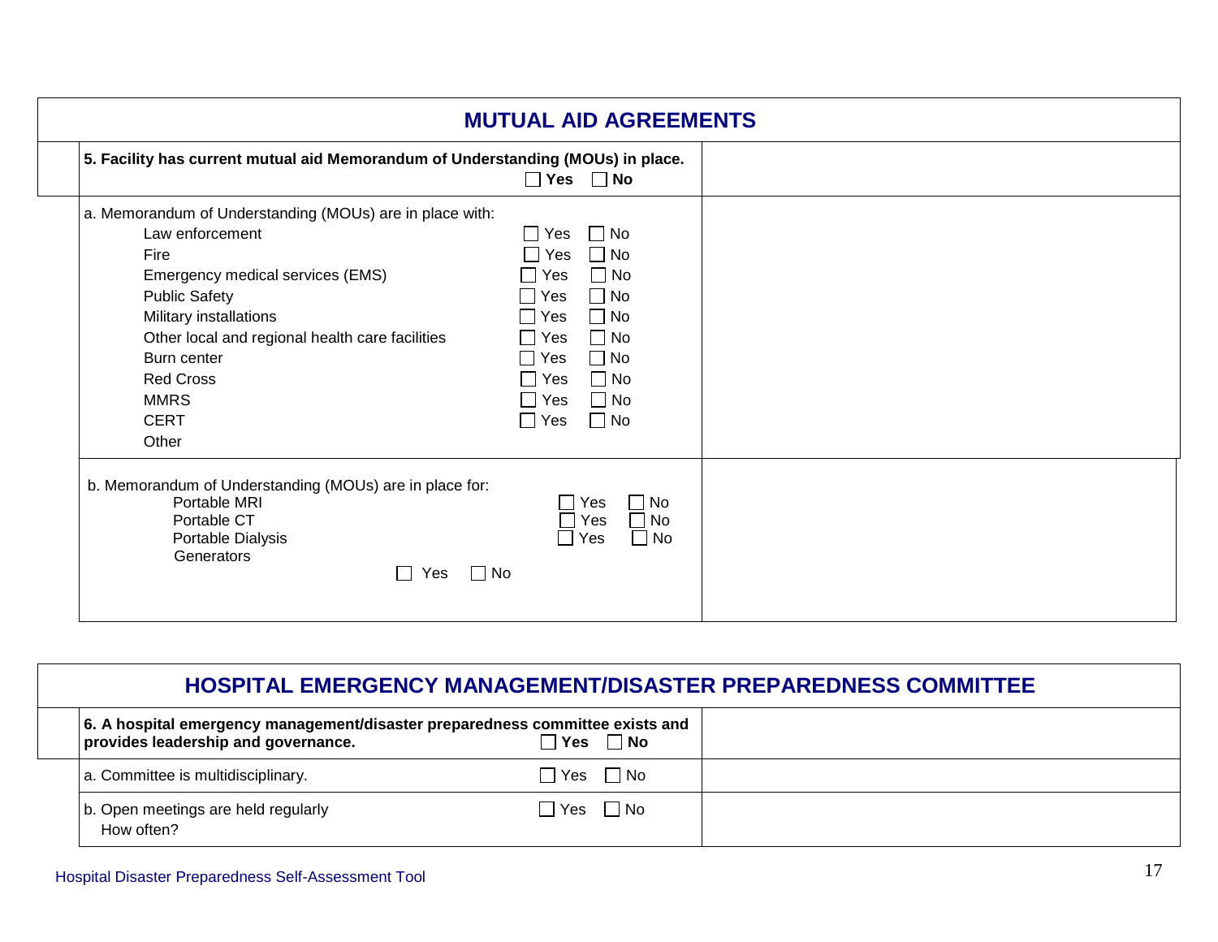## MUTUAL AID AGREEMENTS

| | |
|---|---|
| **5. Facility has current mutual aid Memorandum of Understanding (MOUs) in place.** ☐ **Yes** ☐ **No** | |
| a. Memorandum of Understanding (MOUs) are in place with:<br>Law enforcement ☐ Yes ☐ No<br>Fire ☐ Yes ☐ No<br>Emergency medical services (EMS) ☐ Yes ☐ No<br>Public Safety ☐ Yes ☐ No<br>Military installations ☐ Yes ☐ No<br>Other local and regional health care facilities ☐ Yes ☐ No<br>Burn center ☐ Yes ☐ No<br>Red Cross ☐ Yes ☐ No<br>MMRS ☐ Yes ☐ No<br>CERT ☐ Yes ☐ No<br>Other | |
| b. Memorandum of Understanding (MOUs) are in place for:<br>Portable MRI ☐ Yes ☐ No<br>Portable CT ☐ Yes ☐ No<br>Portable Dialysis ☐ Yes ☐ No<br>Generators ☐ Yes ☐ No | |

## HOSPITAL EMERGENCY MANAGEMENT/DISASTER PREPAREDNESS COMMITTEE

| | |
|---|---|
| **6. A hospital emergency management/disaster preparedness committee exists and provides leadership and governance.** ☐ **Yes** ☐ **No** | |
| a. Committee is multidisciplinary. ☐ Yes ☐ No | |
| b. Open meetings are held regularly ☐ Yes ☐ No<br>How often? | |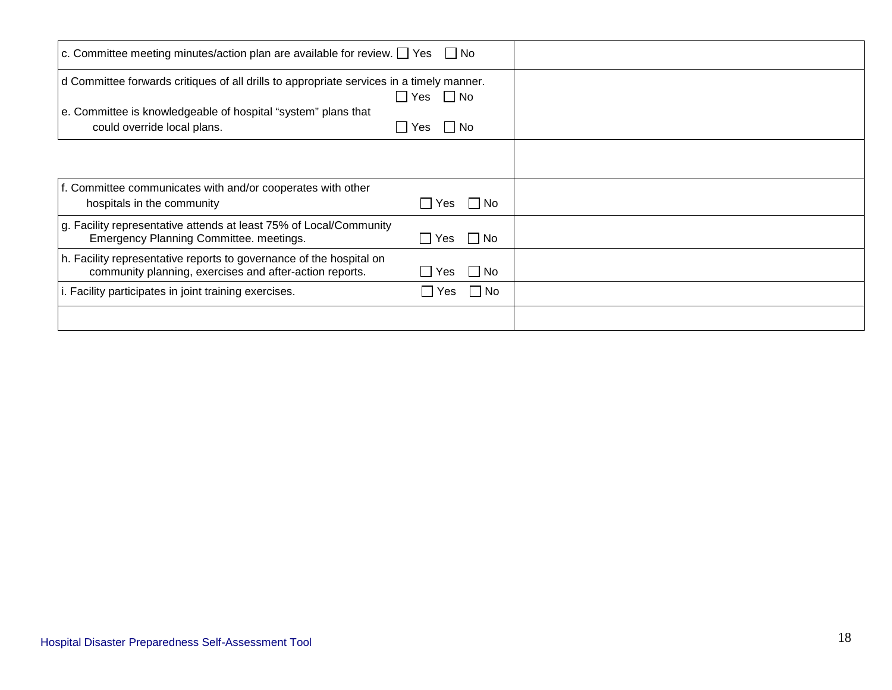| | |
|---|---|
| c. Committee meeting minutes/action plan are available for review. ☐ Yes ☐ No | |
| d Committee forwards critiques of all drills to appropriate services in a timely manner. ☐ Yes ☐ No<br>e. Committee is knowledgeable of hospital "system" plans that could override local plans. ☐ Yes ☐ No | |
| | |
| f. Committee communicates with and/or cooperates with other hospitals in the community ☐ Yes ☐ No | |
| g. Facility representative attends at least 75% of Local/Community Emergency Planning Committee. meetings. ☐ Yes ☐ No | |
| h. Facility representative reports to governance of the hospital on community planning, exercises and after-action reports. ☐ Yes ☐ No | |
| i. Facility participates in joint training exercises. ☐ Yes ☐ No | |
| | |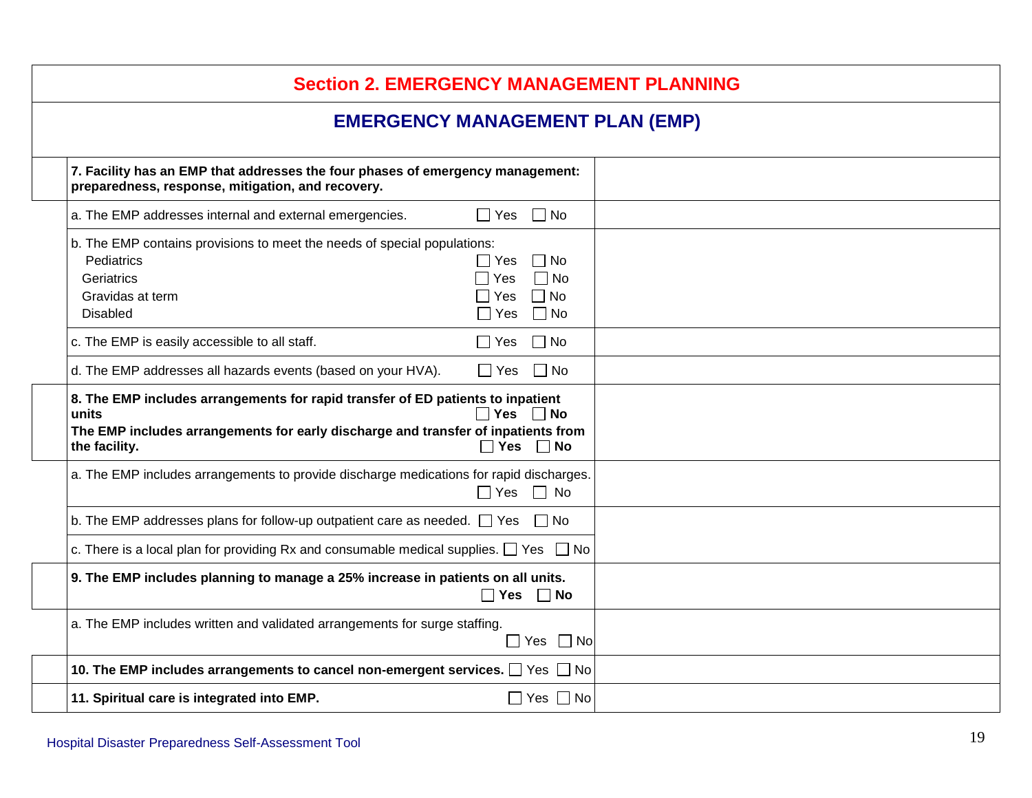## Section 2. EMERGENCY MANAGEMENT PLANNING

### EMERGENCY MANAGEMENT PLAN (EMP)

| | | |
|---|---|---|
| | **7. Facility has an EMP that addresses the four phases of emergency management: preparedness, response, mitigation, and recovery.** | |
| | a. The EMP addresses internal and external emergencies. ☐ Yes ☐ No | |
| | b. The EMP contains provisions to meet the needs of special populations:<br>Pediatrics ☐ Yes ☐ No<br>Geriatrics ☐ Yes ☐ No<br>Gravidas at term ☐ Yes ☐ No<br>Disabled ☐ Yes ☐ No | |
| | c. The EMP is easily accessible to all staff. ☐ Yes ☐ No | |
| | d. The EMP addresses all hazards events (based on your HVA). ☐ Yes ☐ No | |
| | **8. The EMP includes arrangements for rapid transfer of ED patients to inpatient units** ☐ **Yes** ☐ **No**<br>**The EMP includes arrangements for early discharge and transfer of inpatients from the facility.** ☐ **Yes** ☐ **No** | |
| | a. The EMP includes arrangements to provide discharge medications for rapid discharges. ☐ Yes ☐ No | |
| | b. The EMP addresses plans for follow-up outpatient care as needed. ☐ Yes ☐ No | |
| | c. There is a local plan for providing Rx and consumable medical supplies. ☐ Yes ☐ No | |
| | **9. The EMP includes planning to manage a 25% increase in patients on all units.** ☐ **Yes** ☐ **No** | |
| | a. The EMP includes written and validated arrangements for surge staffing. ☐ Yes ☐ No | |
| | **10. The EMP includes arrangements to cancel non-emergent services.** ☐ Yes ☐ No | |
| | **11. Spiritual care is integrated into EMP.** ☐ Yes ☐ No | |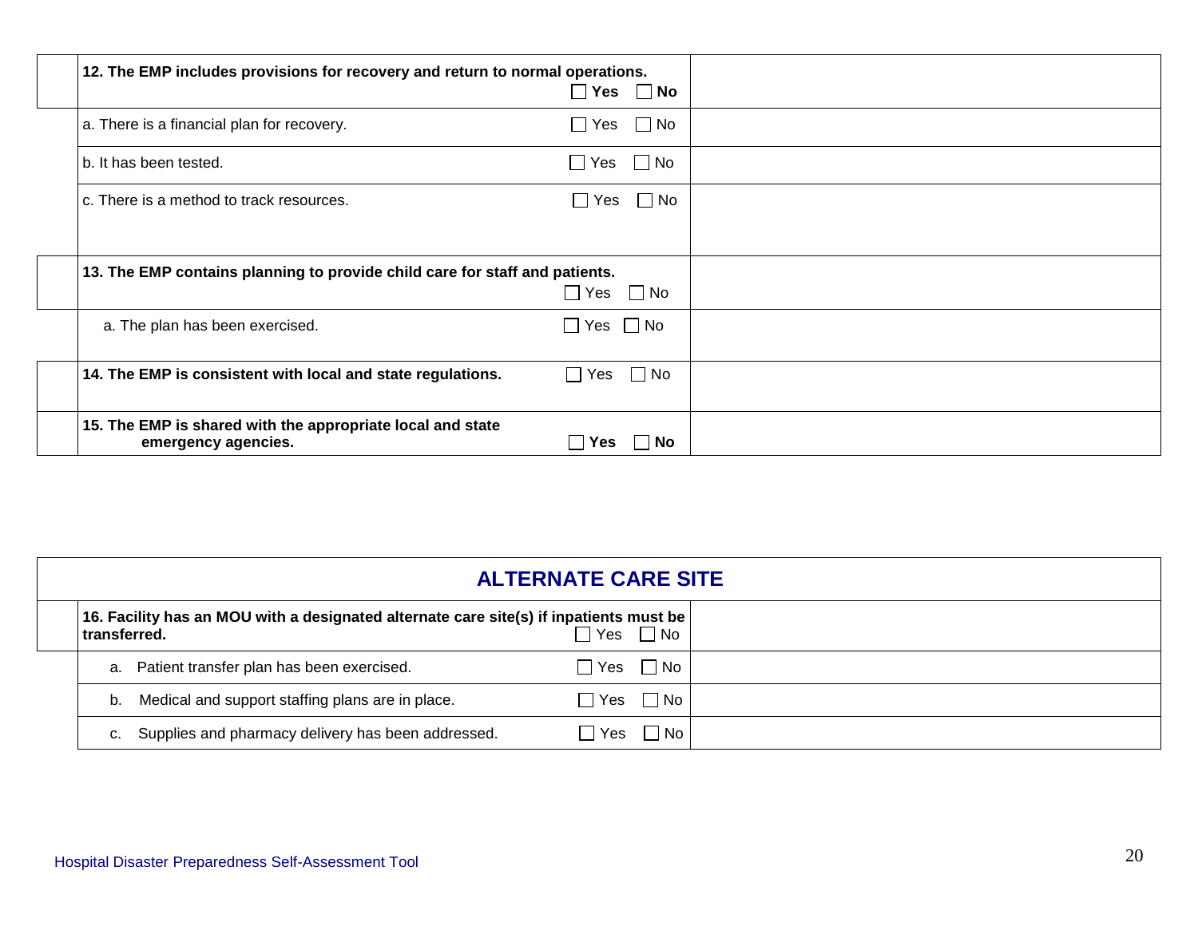| | | |
|---|---|---|
| | **12. The EMP includes provisions for recovery and return to normal operations.** ☐ **Yes** ☐ **No** | |
| | a. There is a financial plan for recovery. ☐ Yes ☐ No | |
| | b. It has been tested. ☐ Yes ☐ No | |
| | c. There is a method to track resources. ☐ Yes ☐ No | |
| | **13. The EMP contains planning to provide child care for staff and patients.** ☐ Yes ☐ No | |
| | a. The plan has been exercised. ☐ Yes ☐ No | |
| | **14. The EMP is consistent with local and state regulations.** ☐ Yes ☐ No | |
| | **15. The EMP is shared with the appropriate local and state emergency agencies.** ☐ **Yes** ☐ **No** | |

## ALTERNATE CARE SITE

| | | |
|---|---|---|
| | **16. Facility has an MOU with a designated alternate care site(s) if inpatients must be transferred.** ☐ Yes ☐ No | |
| | a. Patient transfer plan has been exercised. ☐ Yes ☐ No | |
| | b. Medical and support staffing plans are in place. ☐ Yes ☐ No | |
| | c. Supplies and pharmacy delivery has been addressed. ☐ Yes ☐ No | |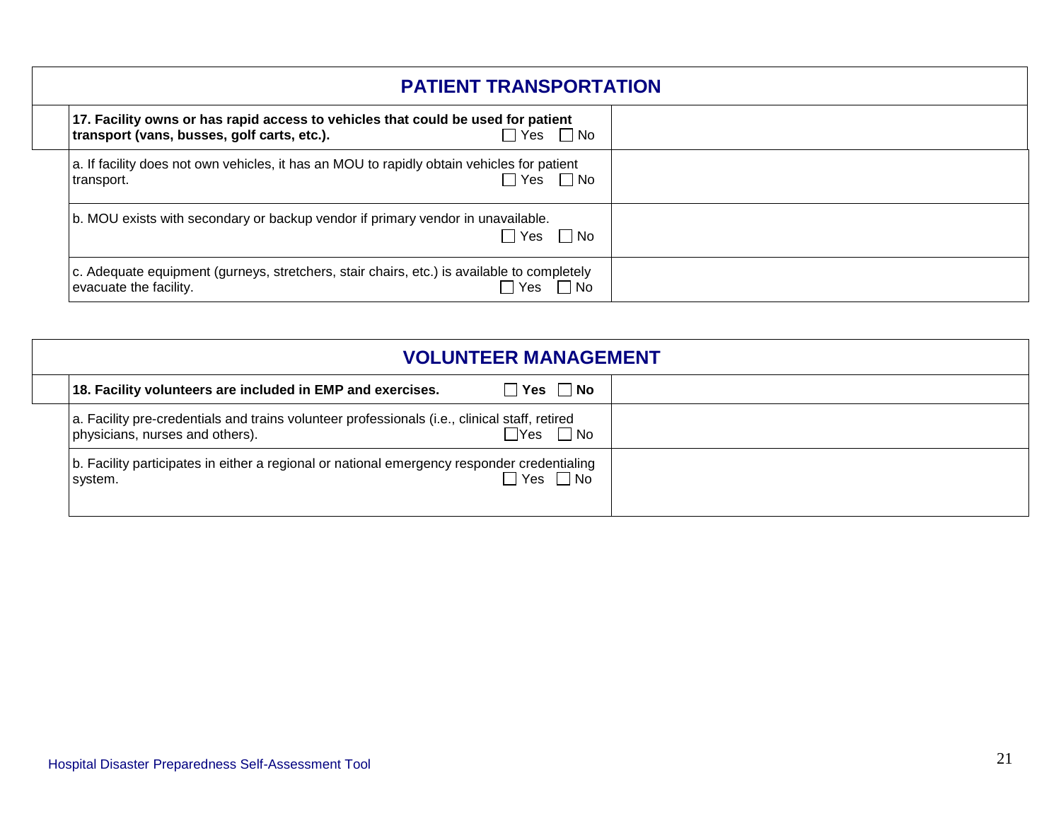## PATIENT TRANSPORTATION

| | | |
|---|---|---|
| | **17. Facility owns or has rapid access to vehicles that could be used for patient transport (vans, busses, golf carts, etc.).** ☐ Yes ☐ No | |
| | a. If facility does not own vehicles, it has an MOU to rapidly obtain vehicles for patient transport. ☐ Yes ☐ No | |
| | b. MOU exists with secondary or backup vendor if primary vendor in unavailable. ☐ Yes ☐ No | |
| | c. Adequate equipment (gurneys, stretchers, stair chairs, etc.) is available to completely evacuate the facility. ☐ Yes ☐ No | |

## VOLUNTEER MANAGEMENT

| | | |
|---|---|---|
| | **18. Facility volunteers are included in EMP and exercises.** ☐ **Yes** ☐ **No** | |
| | a. Facility pre-credentials and trains volunteer professionals (i.e., clinical staff, retired physicians, nurses and others). ☐Yes ☐ No | |
| | b. Facility participates in either a regional or national emergency responder credentialing system. ☐ Yes ☐ No | |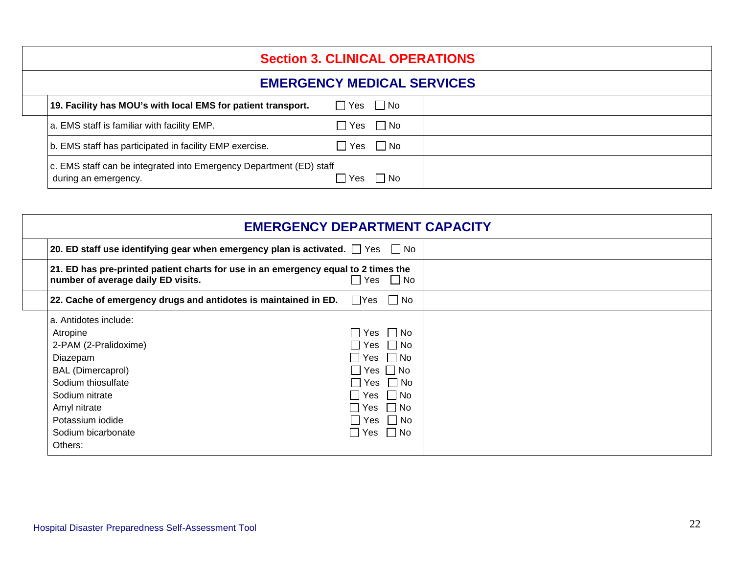# Section 3. CLINICAL OPERATIONS

## EMERGENCY MEDICAL SERVICES

| Item | Response | Comments |
|---|---|---|
| **19. Facility has MOU's with local EMS for patient transport.** | ☐ Yes ☐ No | |
| a. EMS staff is familiar with facility EMP. | ☐ Yes ☐ No | |
| b. EMS staff has participated in facility EMP exercise. | ☐ Yes ☐ No | |
| c. EMS staff can be integrated into Emergency Department (ED) staff during an emergency. | ☐ Yes ☐ No | |

## EMERGENCY DEPARTMENT CAPACITY

| Item | Response | Comments |
|---|---|---|
| **20. ED staff use identifying gear when emergency plan is activated.** | ☐ Yes ☐ No | |
| **21. ED has pre-printed patient charts for use in an emergency equal to 2 times the number of average daily ED visits.** | ☐ Yes ☐ No | |
| **22. Cache of emergency drugs and antidotes is maintained in ED.** | ☐ Yes ☐ No | |
| a. Antidotes include: | | |
| Atropine | ☐ Yes ☐ No | |
| 2-PAM (2-Pralidoxime) | ☐ Yes ☐ No | |
| Diazepam | ☐ Yes ☐ No | |
| BAL (Dimercaprol) | ☐ Yes ☐ No | |
| Sodium thiosulfate | ☐ Yes ☐ No | |
| Sodium nitrate | ☐ Yes ☐ No | |
| Amyl nitrate | ☐ Yes ☐ No | |
| Potassium iodide | ☐ Yes ☐ No | |
| Sodium bicarbonate | ☐ Yes ☐ No | |
| Others: | | |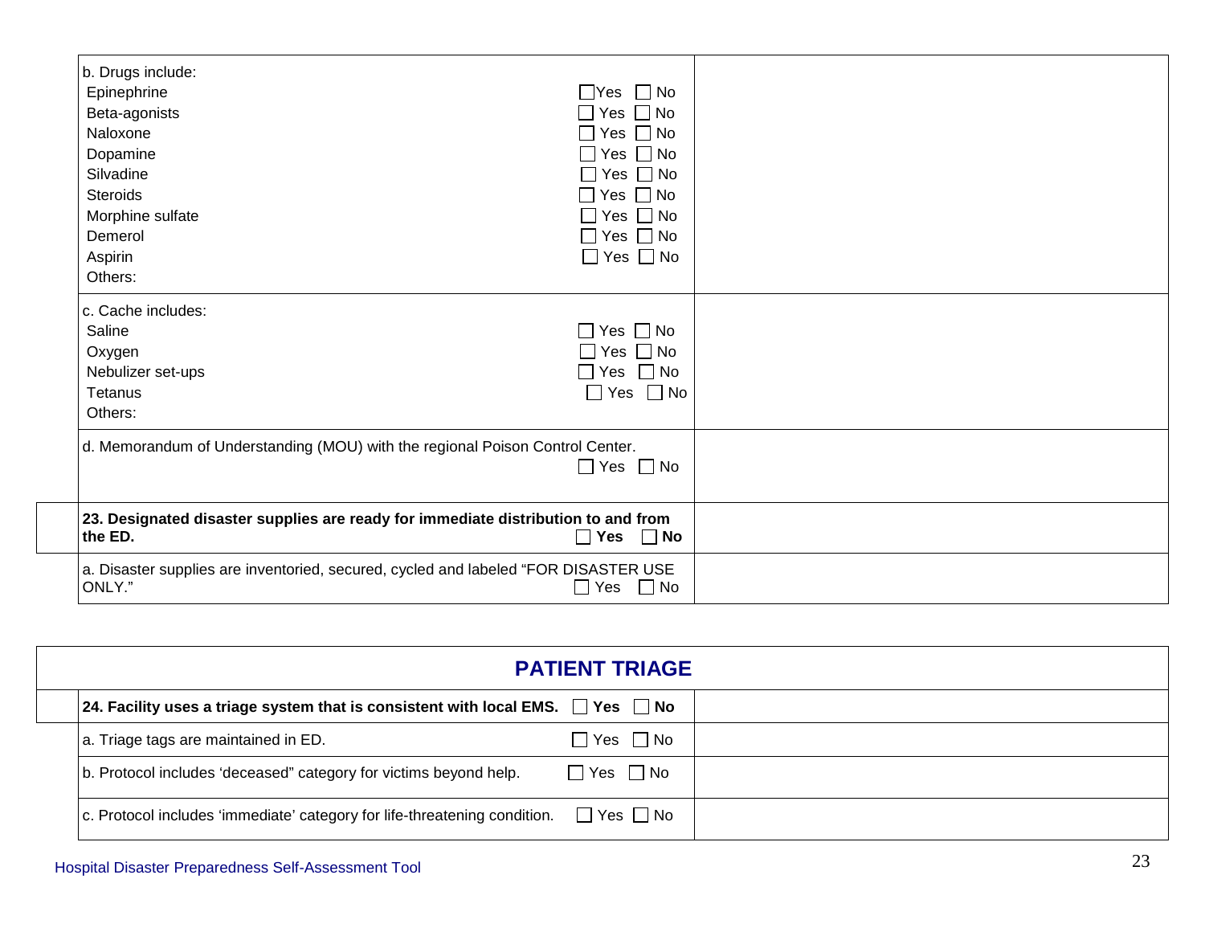| | | |
|---|---|---|
| | b. Drugs include:<br>Epinephrine ☐ Yes ☐ No<br>Beta-agonists ☐ Yes ☐ No<br>Naloxone ☐ Yes ☐ No<br>Dopamine ☐ Yes ☐ No<br>Silvadine ☐ Yes ☐ No<br>Steroids ☐ Yes ☐ No<br>Morphine sulfate ☐ Yes ☐ No<br>Demerol ☐ Yes ☐ No<br>Aspirin ☐ Yes ☐ No<br>Others: | |
| | c. Cache includes:<br>Saline ☐ Yes ☐ No<br>Oxygen ☐ Yes ☐ No<br>Nebulizer set-ups ☐ Yes ☐ No<br>Tetanus ☐ Yes ☐ No<br>Others: | |
| | d. Memorandum of Understanding (MOU) with the regional Poison Control Center. ☐ Yes ☐ No | |
| | **23. Designated disaster supplies are ready for immediate distribution to and from the ED.** ☐ **Yes** ☐ **No** | |
| | a. Disaster supplies are inventoried, secured, cycled and labeled "FOR DISASTER USE ONLY." ☐ Yes ☐ No | |

## PATIENT TRIAGE

| | | |
|---|---|---|
| | **24. Facility uses a triage system that is consistent with local EMS.** ☐ **Yes** ☐ **No** | |
| | a. Triage tags are maintained in ED. ☐ Yes ☐ No | |
| | b. Protocol includes 'deceased" category for victims beyond help. ☐ Yes ☐ No | |
| | c. Protocol includes 'immediate' category for life-threatening condition. ☐ Yes ☐ No | |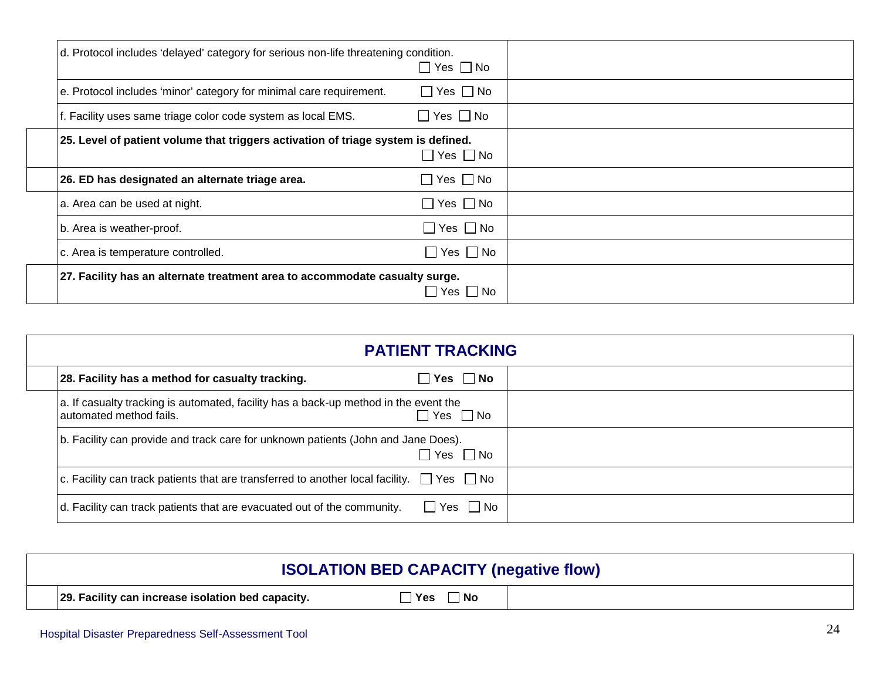| | | |
|---|---|---|
| | d. Protocol includes 'delayed' category for serious non-life threatening condition. ☐ Yes ☐ No | |
| | e. Protocol includes 'minor' category for minimal care requirement. ☐ Yes ☐ No | |
| | f. Facility uses same triage color code system as local EMS. ☐ Yes ☐ No | |
| | **25. Level of patient volume that triggers activation of triage system is defined.** ☐ Yes ☐ No | |
| | **26. ED has designated an alternate triage area.** ☐ Yes ☐ No | |
| | a. Area can be used at night. ☐ Yes ☐ No | |
| | b. Area is weather-proof. ☐ Yes ☐ No | |
| | c. Area is temperature controlled. ☐ Yes ☐ No | |
| | **27. Facility has an alternate treatment area to accommodate casualty surge.** ☐ Yes ☐ No | |

## PATIENT TRACKING

| | | |
|---|---|---|
| | **28. Facility has a method for casualty tracking.** ☐ **Yes** ☐ **No** | |
| | a. If casualty tracking is automated, facility has a back-up method in the event the automated method fails. ☐ Yes ☐ No | |
| | b. Facility can provide and track care for unknown patients (John and Jane Does). ☐ Yes ☐ No | |
| | c. Facility can track patients that are transferred to another local facility. ☐ Yes ☐ No | |
| | d. Facility can track patients that are evacuated out of the community. ☐ Yes ☐ No | |

## ISOLATION BED CAPACITY (negative flow)

| | | |
|---|---|---|
| | **29. Facility can increase isolation bed capacity.** ☐ **Yes** ☐ **No** | |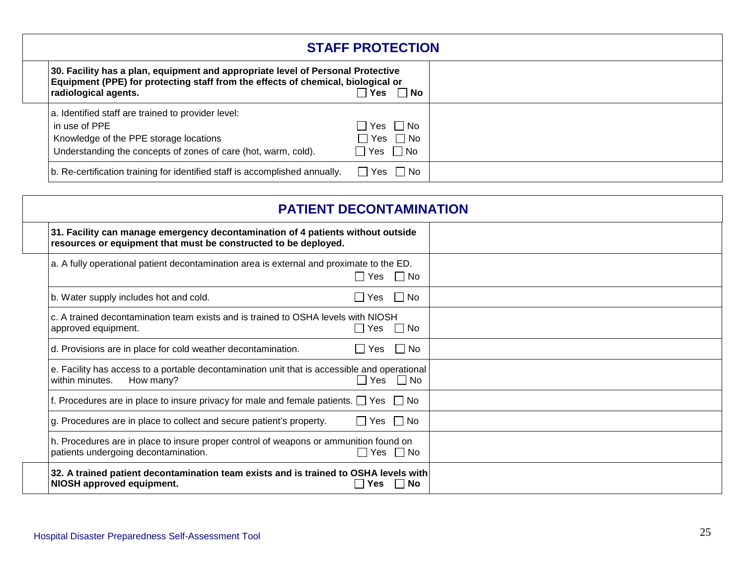## STAFF PROTECTION

| Item | Comments |
|---|---|
| **30. Facility has a plan, equipment and appropriate level of Personal Protective Equipment (PPE) for protecting staff from the effects of chemical, biological or radiological agents.** ☐ **Yes** ☐ **No** | |
| a. Identified staff are trained to provider level:<br>in use of PPE ☐ Yes ☐ No<br>Knowledge of the PPE storage locations ☐ Yes ☐ No<br>Understanding the concepts of zones of care (hot, warm, cold). ☐ Yes ☐ No | |
| b. Re-certification training for identified staff is accomplished annually. ☐ Yes ☐ No | |

## PATIENT DECONTAMINATION

| Item | Comments |
|---|---|
| **31. Facility can manage emergency decontamination of 4 patients without outside resources or equipment that must be constructed to be deployed.** | |
| a. A fully operational patient decontamination area is external and proximate to the ED. ☐ Yes ☐ No | |
| b. Water supply includes hot and cold. ☐ Yes ☐ No | |
| c. A trained decontamination team exists and is trained to OSHA levels with NIOSH approved equipment. ☐ Yes ☐ No | |
| d. Provisions are in place for cold weather decontamination. ☐ Yes ☐ No | |
| e. Facility has access to a portable decontamination unit that is accessible and operational within minutes. How many? ☐ Yes ☐ No | |
| f. Procedures are in place to insure privacy for male and female patients. ☐ Yes ☐ No | |
| g. Procedures are in place to collect and secure patient's property. ☐ Yes ☐ No | |
| h. Procedures are in place to insure proper control of weapons or ammunition found on patients undergoing decontamination. ☐ Yes ☐ No | |
| **32. A trained patient decontamination team exists and is trained to OSHA levels with NIOSH approved equipment.** ☐ **Yes** ☐ **No** | |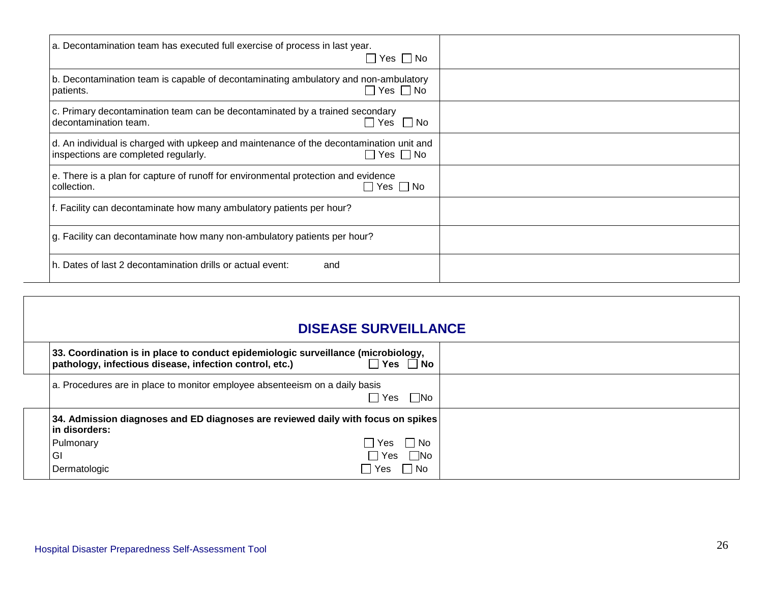| | |
|---|---|
| a. Decontamination team has executed full exercise of process in last year. ☐ Yes ☐ No | |
| b. Decontamination team is capable of decontaminating ambulatory and non-ambulatory patients. ☐ Yes ☐ No | |
| c. Primary decontamination team can be decontaminated by a trained secondary decontamination team. ☐ Yes ☐ No | |
| d. An individual is charged with upkeep and maintenance of the decontamination unit and inspections are completed regularly. ☐ Yes ☐ No | |
| e. There is a plan for capture of runoff for environmental protection and evidence collection. ☐ Yes ☐ No | |
| f. Facility can decontaminate how many ambulatory patients per hour? | |
| g. Facility can decontaminate how many non-ambulatory patients per hour? | |
| h. Dates of last 2 decontamination drills or actual event: and | |

## DISEASE SURVEILLANCE

| | |
|---|---|
| **33. Coordination is in place to conduct epidemiologic surveillance (microbiology, pathology, infectious disease, infection control, etc.) ☐ Yes ☐ No** | |
| a. Procedures are in place to monitor employee absenteeism on a daily basis ☐ Yes ☐ No | |
| **34. Admission diagnoses and ED diagnoses are reviewed daily with focus on spikes in disorders:**<br>Pulmonary ☐ Yes ☐ No<br>GI ☐ Yes ☐ No<br>Dermatologic ☐ Yes ☐ No | |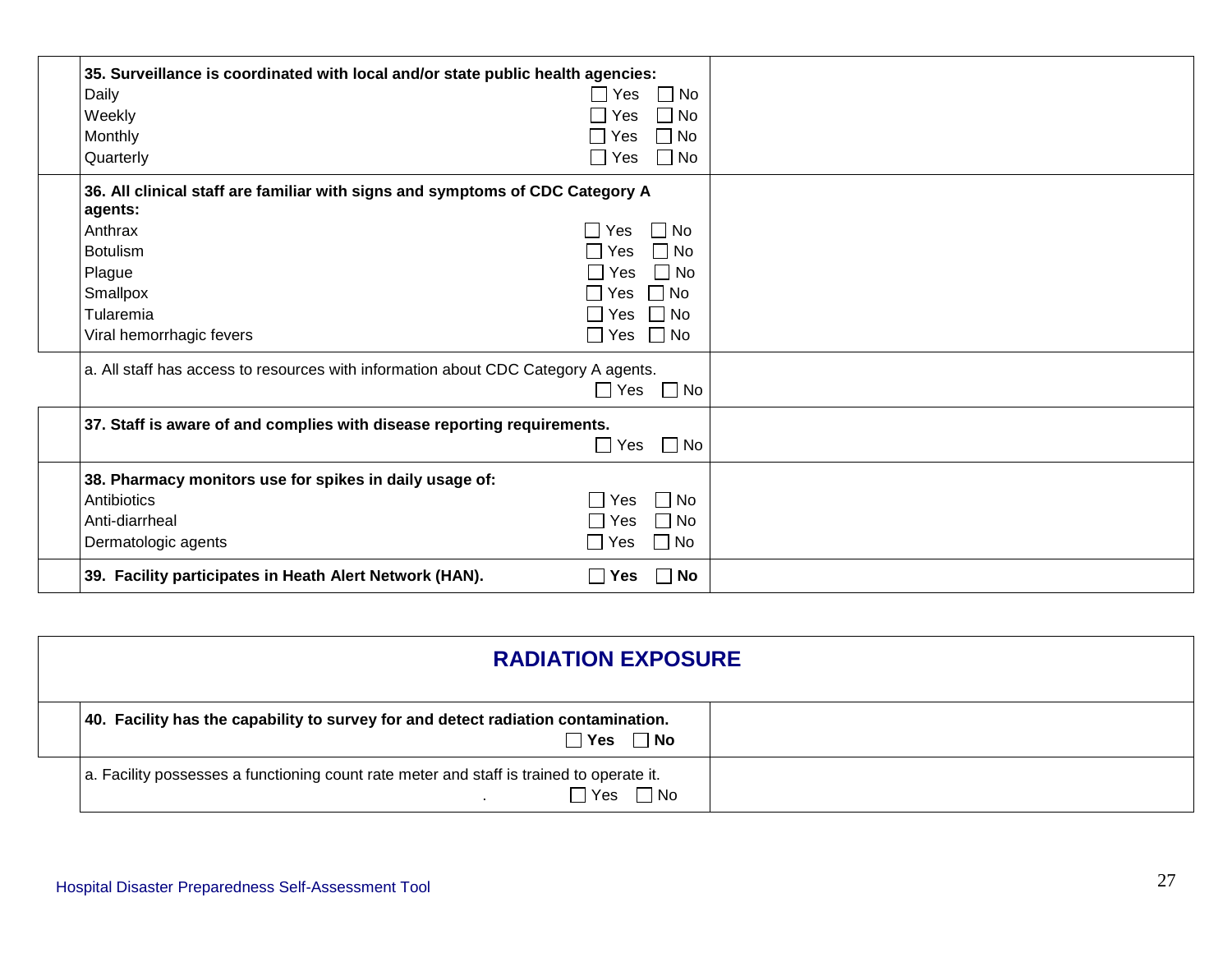| | | |
|---|---|---|
| | **35. Surveillance is coordinated with local and/or state public health agencies:**<br>Daily ☐ Yes ☐ No<br>Weekly ☐ Yes ☐ No<br>Monthly ☐ Yes ☐ No<br>Quarterly ☐ Yes ☐ No | |
| | **36. All clinical staff are familiar with signs and symptoms of CDC Category A agents:**<br>Anthrax ☐ Yes ☐ No<br>Botulism ☐ Yes ☐ No<br>Plague ☐ Yes ☐ No<br>Smallpox ☐ Yes ☐ No<br>Tularemia ☐ Yes ☐ No<br>Viral hemorrhagic fevers ☐ Yes ☐ No | |
| | a. All staff has access to resources with information about CDC Category A agents. ☐ Yes ☐ No | |
| | **37. Staff is aware of and complies with disease reporting requirements.** ☐ Yes ☐ No | |
| | **38. Pharmacy monitors use for spikes in daily usage of:**<br>Antibiotics ☐ Yes ☐ No<br>Anti-diarrheal ☐ Yes ☐ No<br>Dermatologic agents ☐ Yes ☐ No | |
| | **39. Facility participates in Heath Alert Network (HAN).** ☐ **Yes** ☐ **No** | |

## RADIATION EXPOSURE

| | | |
|---|---|---|
| | **40. Facility has the capability to survey for and detect radiation contamination.** ☐ **Yes** ☐ **No** | |
| | a. Facility possesses a functioning count rate meter and staff is trained to operate it. . ☐ Yes ☐ No | |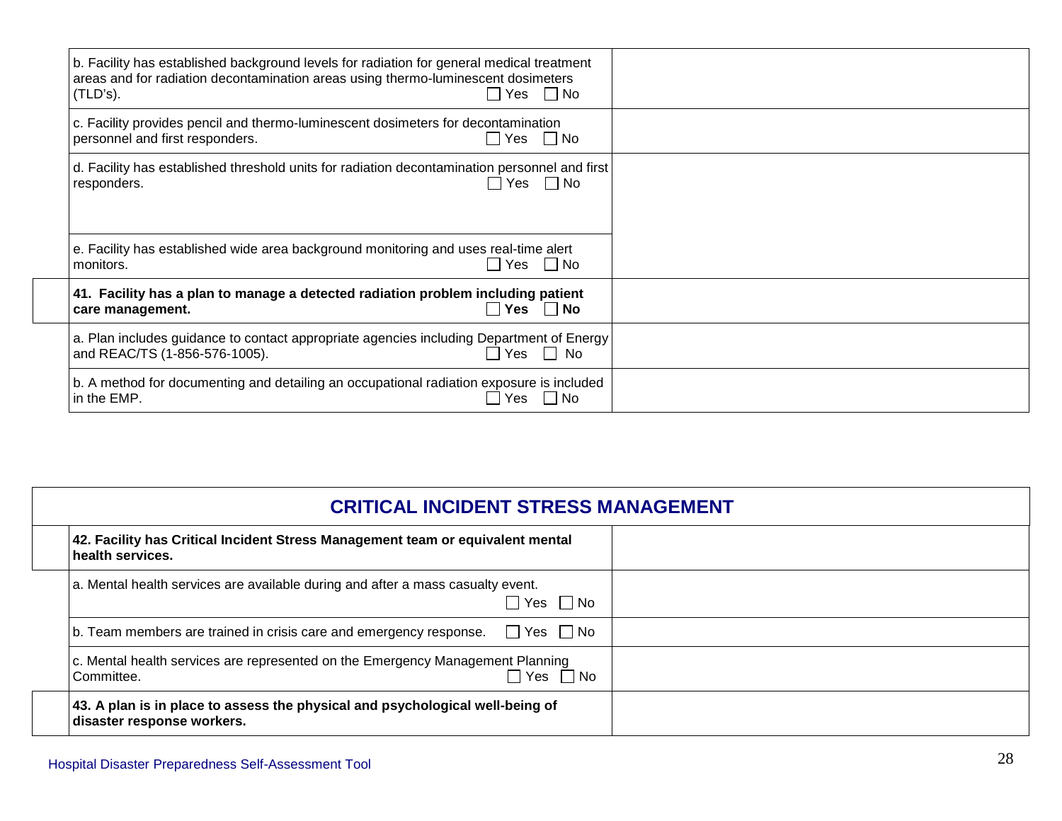| | | |
|---|---|---|
| | b. Facility has established background levels for radiation for general medical treatment areas and for radiation decontamination areas using thermo-luminescent dosimeters (TLD's). ☐ Yes ☐ No | |
| | c. Facility provides pencil and thermo-luminescent dosimeters for decontamination personnel and first responders. ☐ Yes ☐ No | |
| | d. Facility has established threshold units for radiation decontamination personnel and first responders. ☐ Yes ☐ No | |
| | e. Facility has established wide area background monitoring and uses real-time alert monitors. ☐ Yes ☐ No | |
| | **41. Facility has a plan to manage a detected radiation problem including patient care management. ☐ Yes ☐ No** | |
| | a. Plan includes guidance to contact appropriate agencies including Department of Energy and REAC/TS (1-856-576-1005). ☐ Yes ☐ No | |
| | b. A method for documenting and detailing an occupational radiation exposure is included in the EMP. ☐ Yes ☐ No | |

## CRITICAL INCIDENT STRESS MANAGEMENT

| | | |
|---|---|---|
| | **42. Facility has Critical Incident Stress Management team or equivalent mental health services.** | |
| | a. Mental health services are available during and after a mass casualty event. ☐ Yes ☐ No | |
| | b. Team members are trained in crisis care and emergency response. ☐ Yes ☐ No | |
| | c. Mental health services are represented on the Emergency Management Planning Committee. ☐ Yes ☐ No | |
| | **43. A plan is in place to assess the physical and psychological well-being of disaster response workers.** | |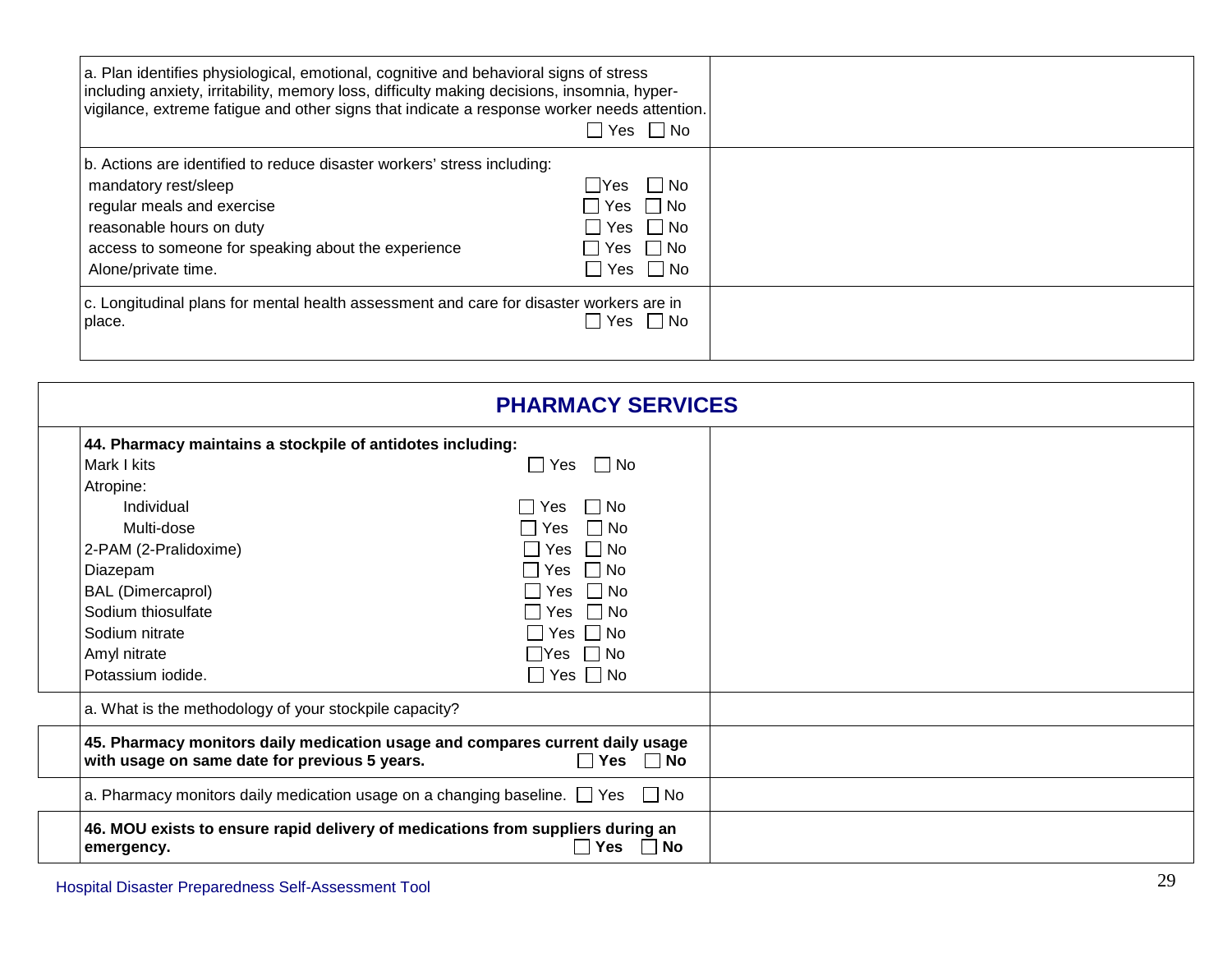| | |
|---|---|
| a. Plan identifies physiological, emotional, cognitive and behavioral signs of stress including anxiety, irritability, memory loss, difficulty making decisions, insomnia, hyper-vigilance, extreme fatigue and other signs that indicate a response worker needs attention. ☐ Yes ☐ No | |
| b. Actions are identified to reduce disaster workers' stress including:<br>mandatory rest/sleep ☐ Yes ☐ No<br>regular meals and exercise ☐ Yes ☐ No<br>reasonable hours on duty ☐ Yes ☐ No<br>access to someone for speaking about the experience ☐ Yes ☐ No<br>Alone/private time. ☐ Yes ☐ No | |
| c. Longitudinal plans for mental health assessment and care for disaster workers are in place. ☐ Yes ☐ No | |

## PHARMACY SERVICES

| | | |
|---|---|---|
| | **44. Pharmacy maintains a stockpile of antidotes including:**<br>Mark I kits ☐ Yes ☐ No<br>Atropine:<br>Individual ☐ Yes ☐ No<br>Multi-dose ☐ Yes ☐ No<br>2-PAM (2-Pralidoxime) ☐ Yes ☐ No<br>Diazepam ☐ Yes ☐ No<br>BAL (Dimercaprol) ☐ Yes ☐ No<br>Sodium thiosulfate ☐ Yes ☐ No<br>Sodium nitrate ☐ Yes ☐ No<br>Amyl nitrate ☐ Yes ☐ No<br>Potassium iodide. ☐ Yes ☐ No | |
| | a. What is the methodology of your stockpile capacity? | |
| | **45. Pharmacy monitors daily medication usage and compares current daily usage with usage on same date for previous 5 years.** ☐ **Yes** ☐ **No** | |
| | a. Pharmacy monitors daily medication usage on a changing baseline. ☐ Yes ☐ No | |
| | **46. MOU exists to ensure rapid delivery of medications from suppliers during an emergency.** ☐ **Yes** ☐ **No** | |

Hospital Disaster Preparedness Self-Assessment Tool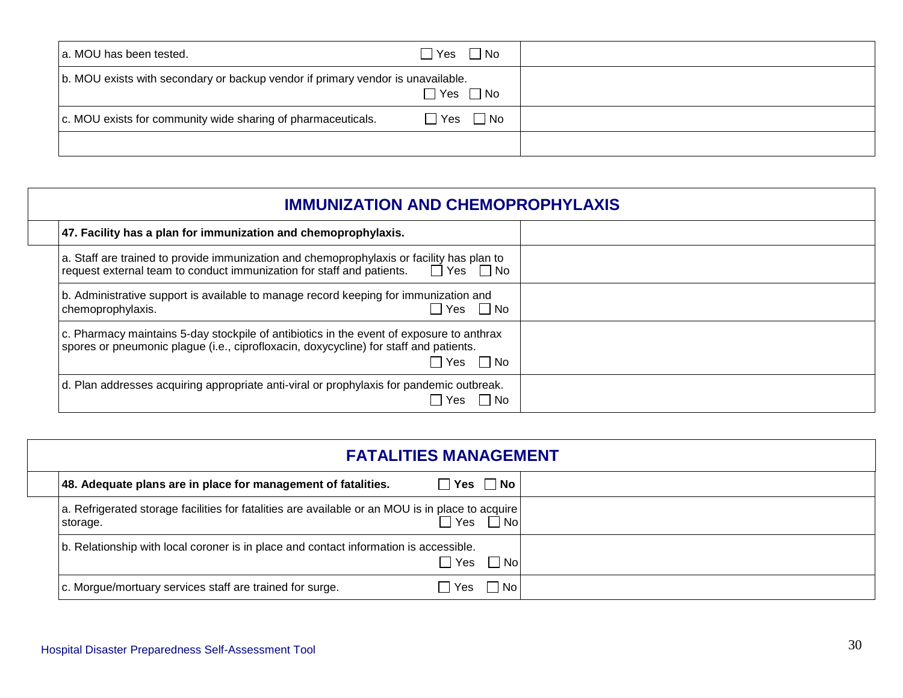| | |
|---|---|
| a. MOU has been tested. ☐ Yes ☐ No | |
| b. MOU exists with secondary or backup vendor if primary vendor is unavailable. ☐ Yes ☐ No | |
| c. MOU exists for community wide sharing of pharmaceuticals. ☐ Yes ☐ No | |
| | |

## IMMUNIZATION AND CHEMOPROPHYLAXIS

| | |
|---|---|
| **47. Facility has a plan for immunization and chemoprophylaxis.** | |
| a. Staff are trained to provide immunization and chemoprophylaxis or facility has plan to request external team to conduct immunization for staff and patients. ☐ Yes ☐ No | |
| b. Administrative support is available to manage record keeping for immunization and chemoprophylaxis. ☐ Yes ☐ No | |
| c. Pharmacy maintains 5-day stockpile of antibiotics in the event of exposure to anthrax spores or pneumonic plague (i.e., ciprofloxacin, doxycycline) for staff and patients. ☐ Yes ☐ No | |
| d. Plan addresses acquiring appropriate anti-viral or prophylaxis for pandemic outbreak. ☐ Yes ☐ No | |

## FATALITIES MANAGEMENT

| | |
|---|---|
| **48. Adequate plans are in place for management of fatalities. ☐ Yes ☐ No** | |
| a. Refrigerated storage facilities for fatalities are available or an MOU is in place to acquire storage. ☐ Yes ☐ No | |
| b. Relationship with local coroner is in place and contact information is accessible. ☐ Yes ☐ No | |
| c. Morgue/mortuary services staff are trained for surge. ☐ Yes ☐ No | |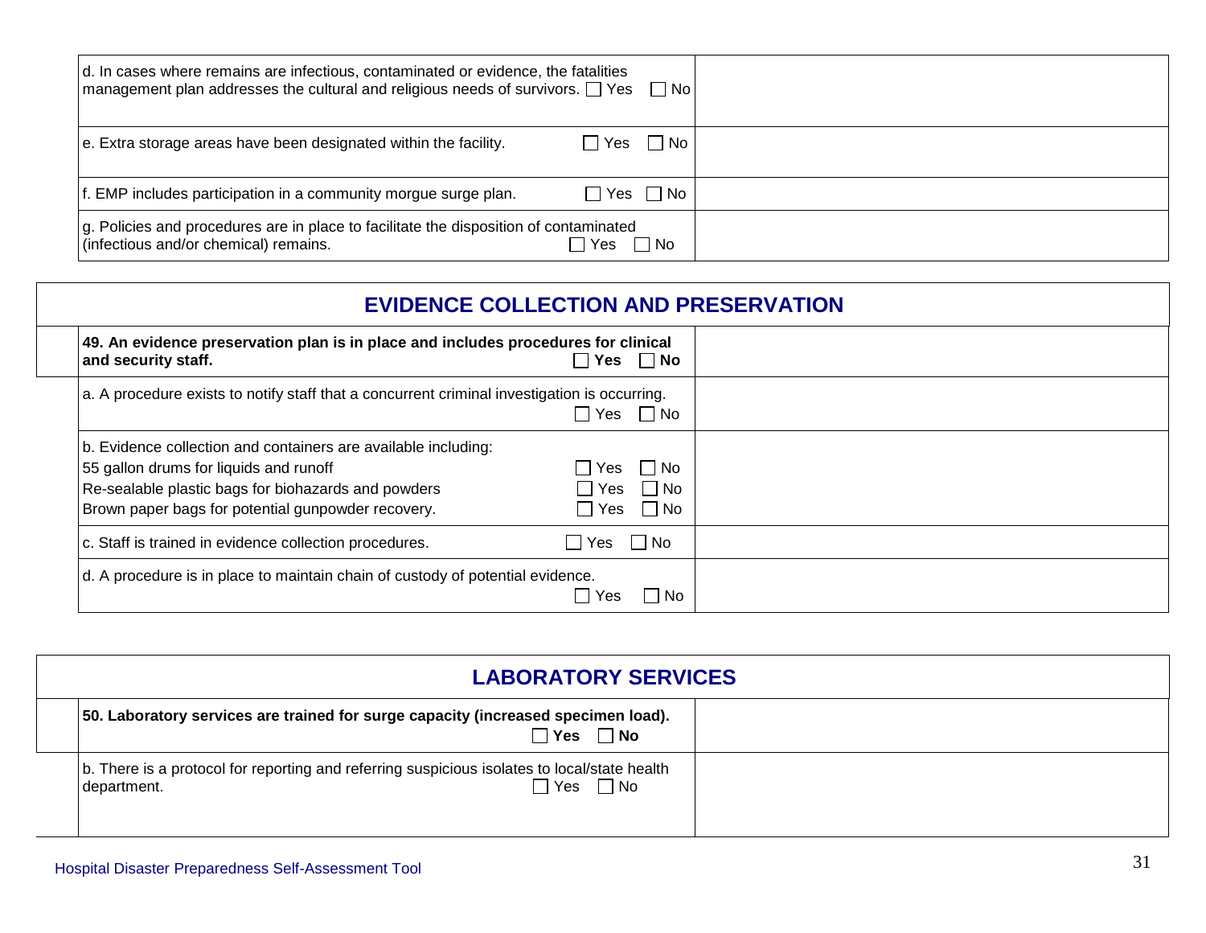| | |
|---|---|
| d. In cases where remains are infectious, contaminated or evidence, the fatalities management plan addresses the cultural and religious needs of survivors. ☐ Yes ☐ No | |
| e. Extra storage areas have been designated within the facility. ☐ Yes ☐ No | |
| f. EMP includes participation in a community morgue surge plan. ☐ Yes ☐ No | |
| g. Policies and procedures are in place to facilitate the disposition of contaminated (infectious and/or chemical) remains. ☐ Yes ☐ No | |

## EVIDENCE COLLECTION AND PRESERVATION

| | |
|---|---|
| **49. An evidence preservation plan is in place and includes procedures for clinical and security staff.** ☐ **Yes** ☐ **No** | |
| a. A procedure exists to notify staff that a concurrent criminal investigation is occurring. ☐ Yes ☐ No | |
| b. Evidence collection and containers are available including:<br>55 gallon drums for liquids and runoff ☐ Yes ☐ No<br>Re-sealable plastic bags for biohazards and powders ☐ Yes ☐ No<br>Brown paper bags for potential gunpowder recovery. ☐ Yes ☐ No | |
| c. Staff is trained in evidence collection procedures. ☐ Yes ☐ No | |
| d. A procedure is in place to maintain chain of custody of potential evidence. ☐ Yes ☐ No | |

## LABORATORY SERVICES

| | |
|---|---|
| **50. Laboratory services are trained for surge capacity (increased specimen load).** ☐ **Yes** ☐ **No** | |
| b. There is a protocol for reporting and referring suspicious isolates to local/state health department. ☐ Yes ☐ No | |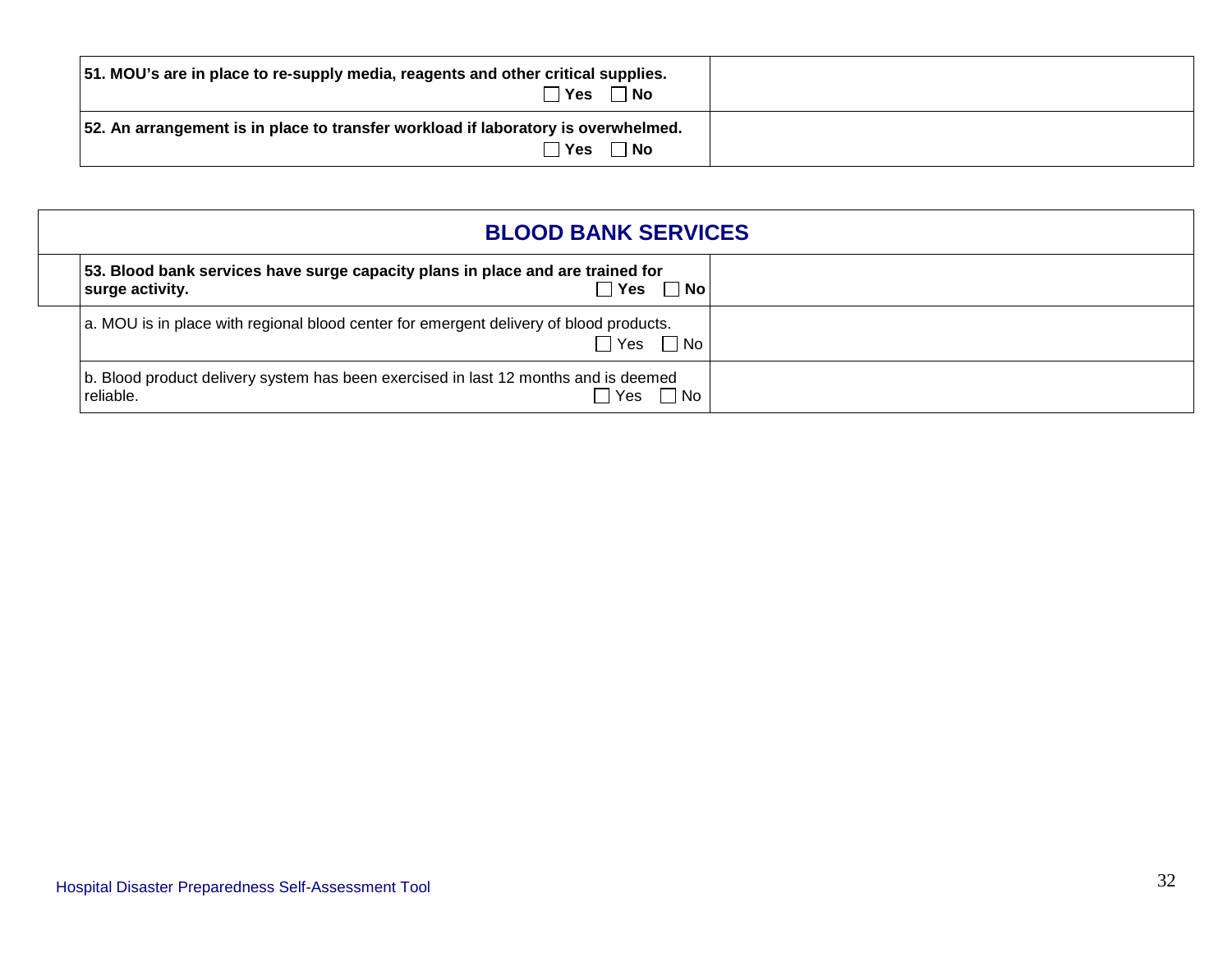| | |
|---|---|
| **51. MOU's are in place to re-supply media, reagents and other critical supplies.** ☐ **Yes** ☐ **No** | |
| **52. An arrangement is in place to transfer workload if laboratory is overwhelmed.** ☐ **Yes** ☐ **No** | |

## BLOOD BANK SERVICES

| | |
|---|---|
| **53. Blood bank services have surge capacity plans in place and are trained for surge activity.** ☐ **Yes** ☐ **No** | |
| a. MOU is in place with regional blood center for emergent delivery of blood products. ☐ Yes ☐ No | |
| b. Blood product delivery system has been exercised in last 12 months and is deemed reliable. ☐ Yes ☐ No | |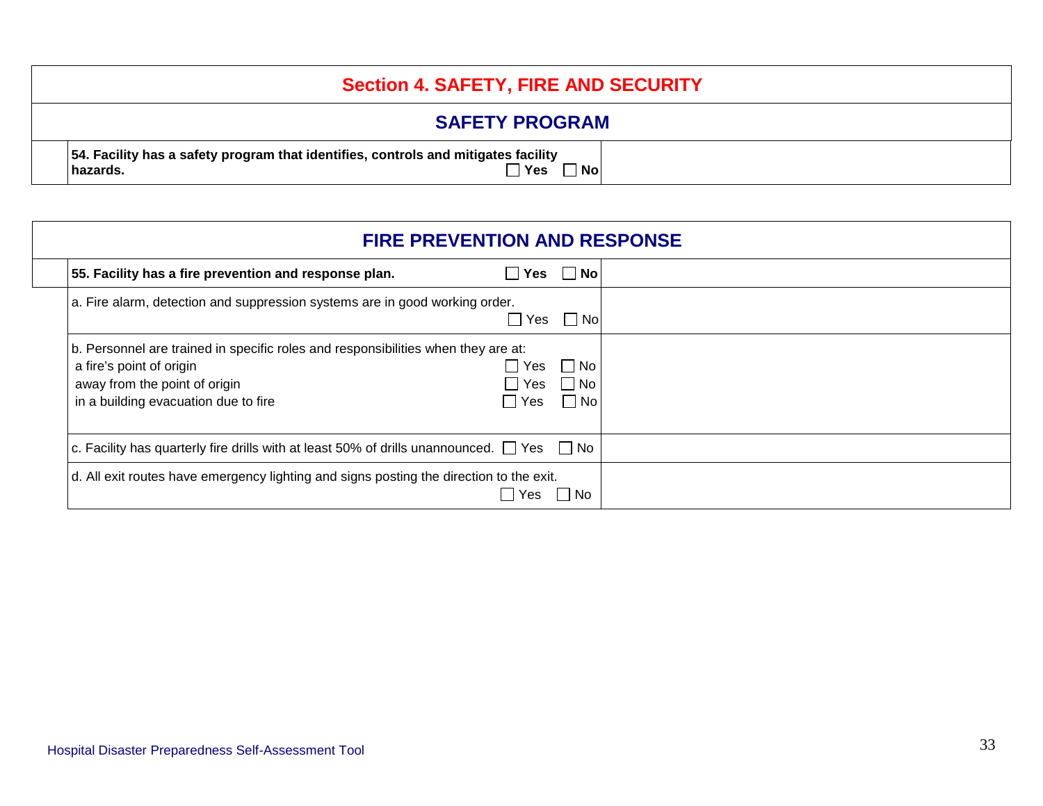# Section 4. SAFETY, FIRE AND SECURITY

## SAFETY PROGRAM

| | | |
|---|---|---|
| | **54. Facility has a safety program that identifies, controls and mitigates facility hazards.** ☐ **Yes** ☐ **No** | |

## FIRE PREVENTION AND RESPONSE

| | | |
|---|---|---|
| | **55. Facility has a fire prevention and response plan.** ☐ **Yes** ☐ **No** | |
| | a. Fire alarm, detection and suppression systems are in good working order. ☐ Yes ☐ No | |
| | b. Personnel are trained in specific roles and responsibilities when they are at:<br>a fire's point of origin ☐ Yes ☐ No<br>away from the point of origin ☐ Yes ☐ No<br>in a building evacuation due to fire ☐ Yes ☐ No | |
| | c. Facility has quarterly fire drills with at least 50% of drills unannounced. ☐ Yes ☐ No | |
| | d. All exit routes have emergency lighting and signs posting the direction to the exit. ☐ Yes ☐ No | |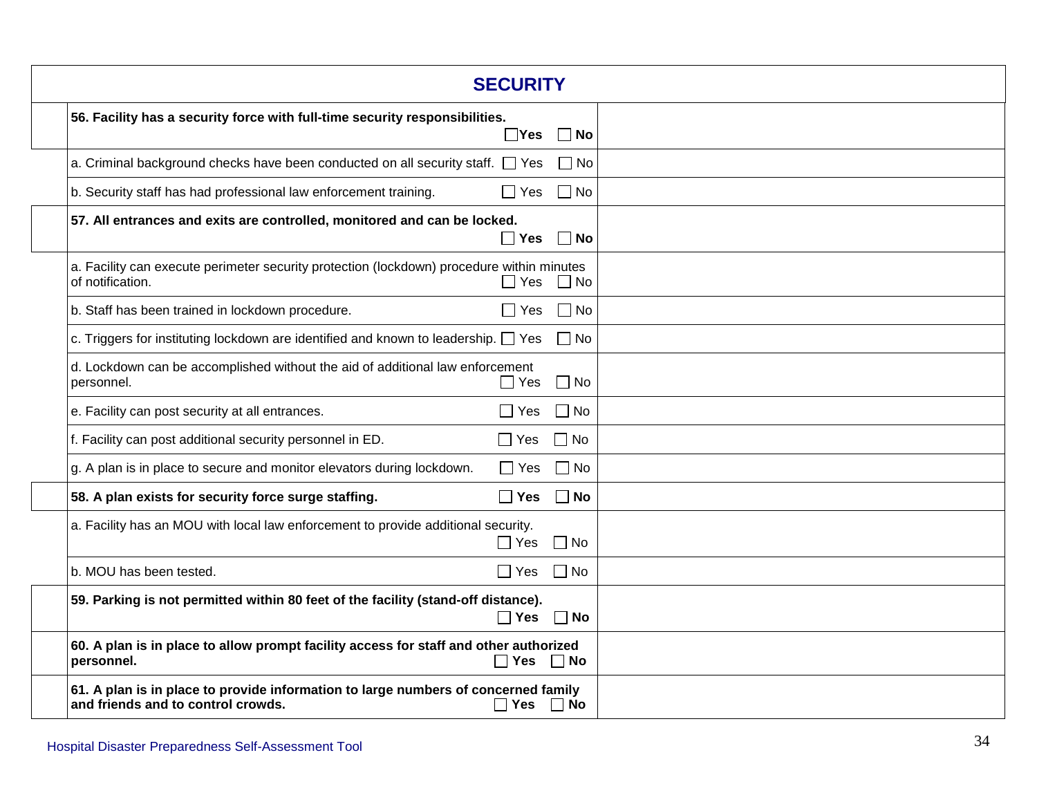## SECURITY

| | Item | Comments |
|---|---|---|
| | **56. Facility has a security force with full-time security responsibilities.** ☐ **Yes** ☐ **No** | |
| | a. Criminal background checks have been conducted on all security staff. ☐ Yes ☐ No | |
| | b. Security staff has had professional law enforcement training. ☐ Yes ☐ No | |
| | **57. All entrances and exits are controlled, monitored and can be locked.** ☐ **Yes** ☐ **No** | |
| | a. Facility can execute perimeter security protection (lockdown) procedure within minutes of notification. ☐ Yes ☐ No | |
| | b. Staff has been trained in lockdown procedure. ☐ Yes ☐ No | |
| | c. Triggers for instituting lockdown are identified and known to leadership. ☐ Yes ☐ No | |
| | d. Lockdown can be accomplished without the aid of additional law enforcement personnel. ☐ Yes ☐ No | |
| | e. Facility can post security at all entrances. ☐ Yes ☐ No | |
| | f. Facility can post additional security personnel in ED. ☐ Yes ☐ No | |
| | g. A plan is in place to secure and monitor elevators during lockdown. ☐ Yes ☐ No | |
| | **58. A plan exists for security force surge staffing.** ☐ **Yes** ☐ **No** | |
| | a. Facility has an MOU with local law enforcement to provide additional security. ☐ Yes ☐ No | |
| | b. MOU has been tested. ☐ Yes ☐ No | |
| | **59. Parking is not permitted within 80 feet of the facility (stand-off distance).** ☐ **Yes** ☐ **No** | |
| | **60. A plan is in place to allow prompt facility access for staff and other authorized personnel.** ☐ **Yes** ☐ **No** | |
| | **61. A plan is in place to provide information to large numbers of concerned family and friends and to control crowds.** ☐ **Yes** ☐ **No** | |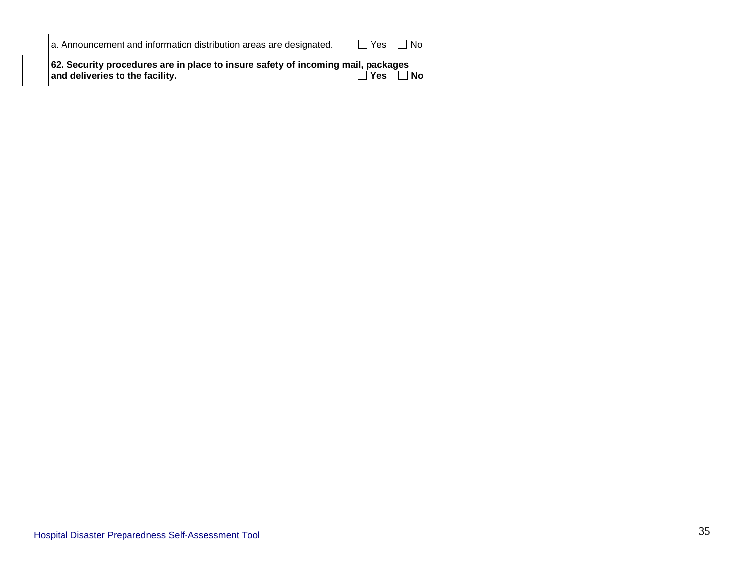| | | |
|---|---|---|
| | a. Announcement and information distribution areas are designated. ☐ Yes ☐ No | |
| | **62. Security procedures are in place to insure safety of incoming mail, packages and deliveries to the facility. ☐ Yes ☐ No** | |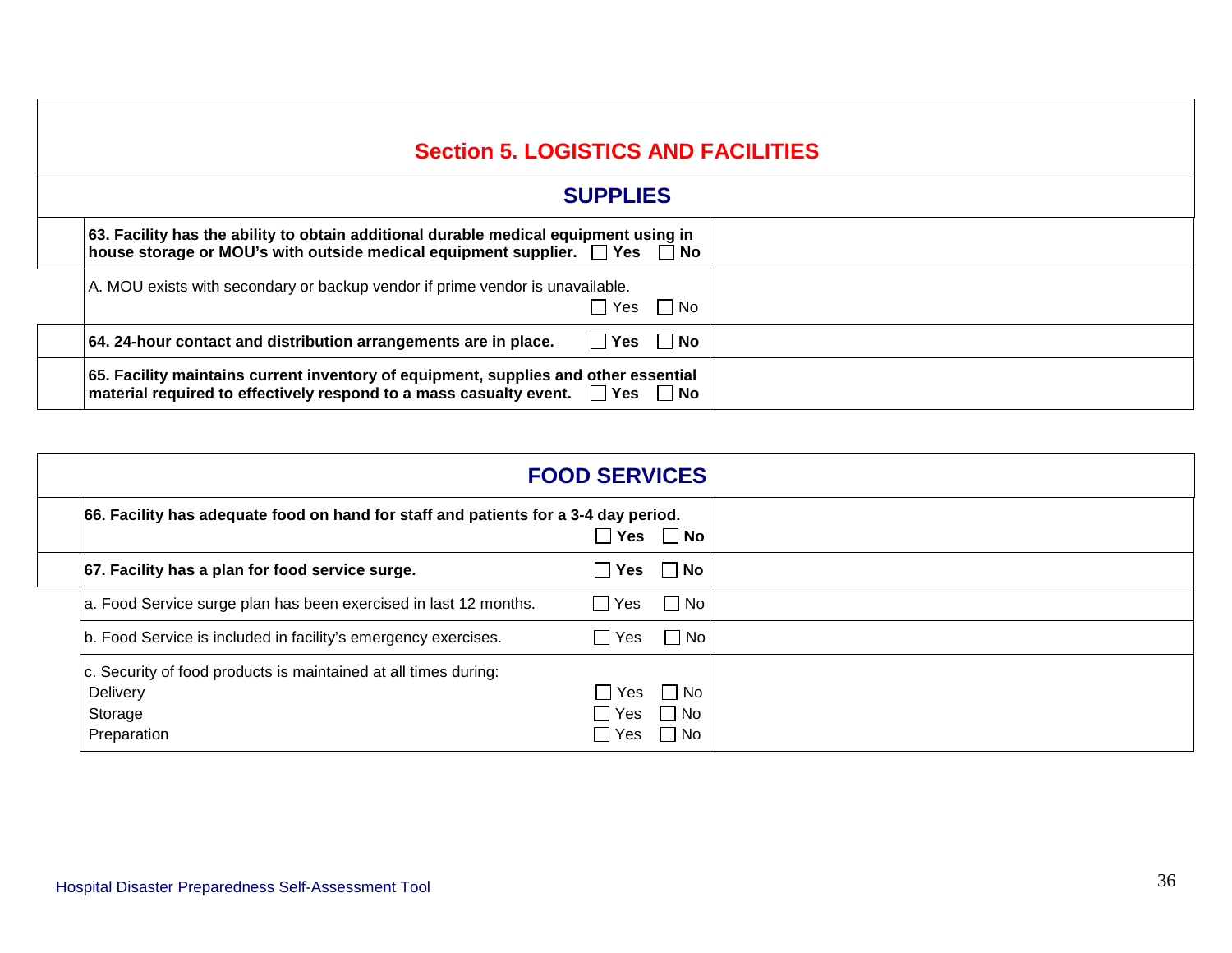## Section 5. LOGISTICS AND FACILITIES

### SUPPLIES

| | | |
|---|---|---|
| | **63. Facility has the ability to obtain additional durable medical equipment using in house storage or MOU's with outside medical equipment supplier.** ☐ **Yes** ☐ **No** | |
| | A. MOU exists with secondary or backup vendor if prime vendor is unavailable. ☐ Yes ☐ No | |
| | **64. 24-hour contact and distribution arrangements are in place.** ☐ **Yes** ☐ **No** | |
| | **65. Facility maintains current inventory of equipment, supplies and other essential material required to effectively respond to a mass casualty event.** ☐ **Yes** ☐ **No** | |

### FOOD SERVICES

| | | |
|---|---|---|
| | **66. Facility has adequate food on hand for staff and patients for a 3-4 day period.** ☐ **Yes** ☐ **No** | |
| | **67. Facility has a plan for food service surge.** ☐ **Yes** ☐ **No** | |
| | a. Food Service surge plan has been exercised in last 12 months. ☐ Yes ☐ No | |
| | b. Food Service is included in facility's emergency exercises. ☐ Yes ☐ No | |
| | c. Security of food products is maintained at all times during:<br>Delivery ☐ Yes ☐ No<br>Storage ☐ Yes ☐ No<br>Preparation ☐ Yes ☐ No | |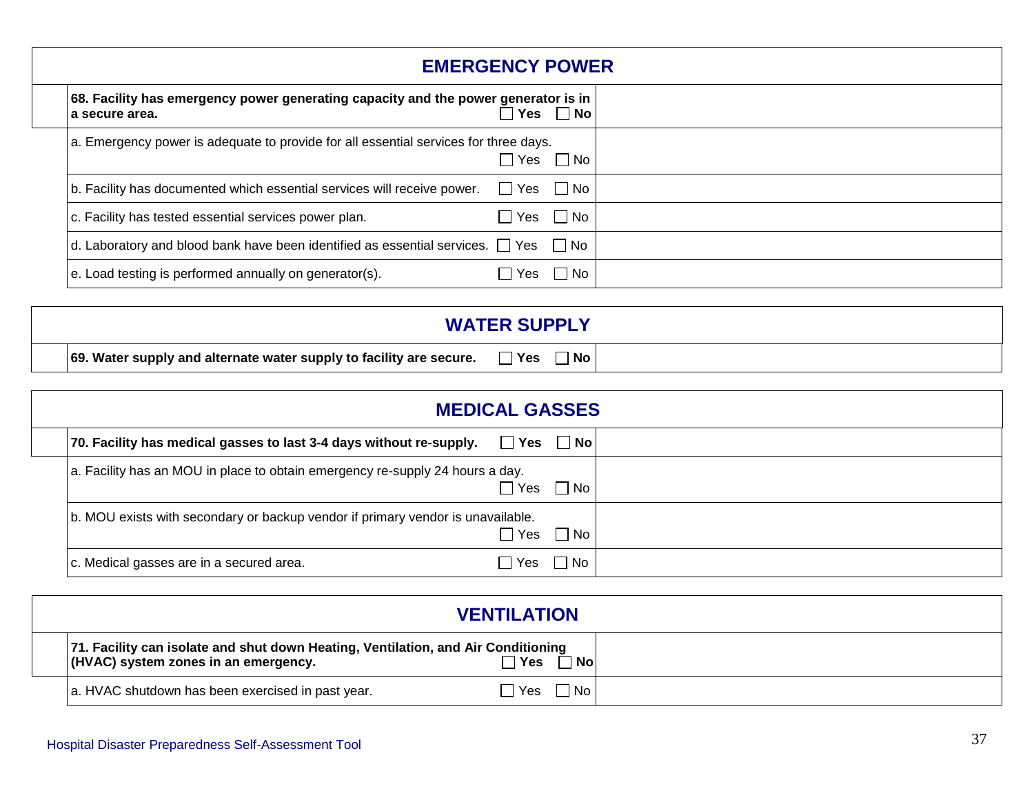## EMERGENCY POWER

| | | |
|---|---|---|
| | **68. Facility has emergency power generating capacity and the power generator is in a secure area.** ☐ **Yes** ☐ **No** | |
| | a. Emergency power is adequate to provide for all essential services for three days. ☐ Yes ☐ No | |
| | b. Facility has documented which essential services will receive power. ☐ Yes ☐ No | |
| | c. Facility has tested essential services power plan. ☐ Yes ☐ No | |
| | d. Laboratory and blood bank have been identified as essential services. ☐ Yes ☐ No | |
| | e. Load testing is performed annually on generator(s). ☐ Yes ☐ No | |

## WATER SUPPLY

| | | |
|---|---|---|
| | **69. Water supply and alternate water supply to facility are secure.** ☐ **Yes** ☐ **No** | |

## MEDICAL GASSES

| | | |
|---|---|---|
| | **70. Facility has medical gasses to last 3-4 days without re-supply.** ☐ **Yes** ☐ **No** | |
| | a. Facility has an MOU in place to obtain emergency re-supply 24 hours a day. ☐ Yes ☐ No | |
| | b. MOU exists with secondary or backup vendor if primary vendor is unavailable. ☐ Yes ☐ No | |
| | c. Medical gasses are in a secured area. ☐ Yes ☐ No | |

## VENTILATION

| | | |
|---|---|---|
| | **71. Facility can isolate and shut down Heating, Ventilation, and Air Conditioning (HVAC) system zones in an emergency.** ☐ **Yes** ☐ **No** | |
| | a. HVAC shutdown has been exercised in past year. ☐ Yes ☐ No | |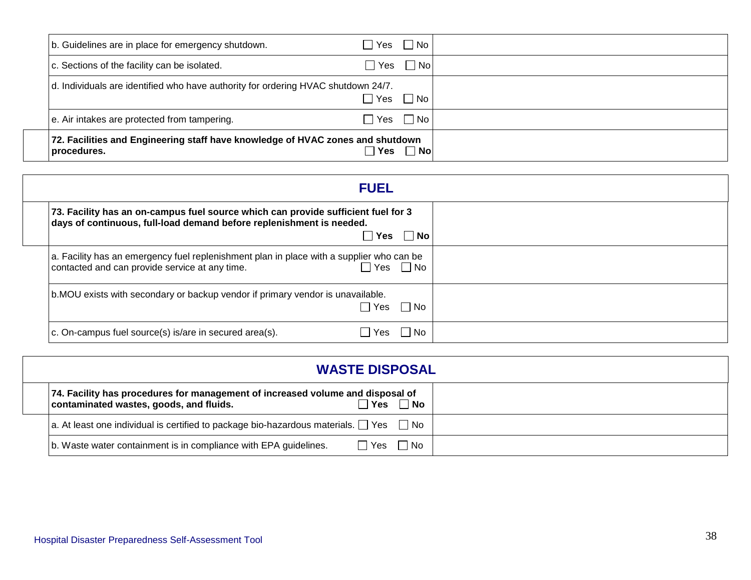| | | |
|---|---|---|
| | b. Guidelines are in place for emergency shutdown. ☐ Yes ☐ No | |
| | c. Sections of the facility can be isolated. ☐ Yes ☐ No | |
| | d. Individuals are identified who have authority for ordering HVAC shutdown 24/7. ☐ Yes ☐ No | |
| | e. Air intakes are protected from tampering. ☐ Yes ☐ No | |
| | **72. Facilities and Engineering staff have knowledge of HVAC zones and shutdown procedures. ☐ Yes ☐ No** | |

## FUEL

| | | |
|---|---|---|
| | **73. Facility has an on-campus fuel source which can provide sufficient fuel for 3 days of continuous, full-load demand before replenishment is needed. ☐ Yes ☐ No** | |
| | a. Facility has an emergency fuel replenishment plan in place with a supplier who can be contacted and can provide service at any time. ☐ Yes ☐ No | |
| | b.MOU exists with secondary or backup vendor if primary vendor is unavailable. ☐ Yes ☐ No | |
| | c. On-campus fuel source(s) is/are in secured area(s). ☐ Yes ☐ No | |

## WASTE DISPOSAL

| | | |
|---|---|---|
| | **74. Facility has procedures for management of increased volume and disposal of contaminated wastes, goods, and fluids. ☐ Yes ☐ No** | |
| | a. At least one individual is certified to package bio-hazardous materials. ☐ Yes ☐ No | |
| | b. Waste water containment is in compliance with EPA guidelines. ☐ Yes ☐ No | |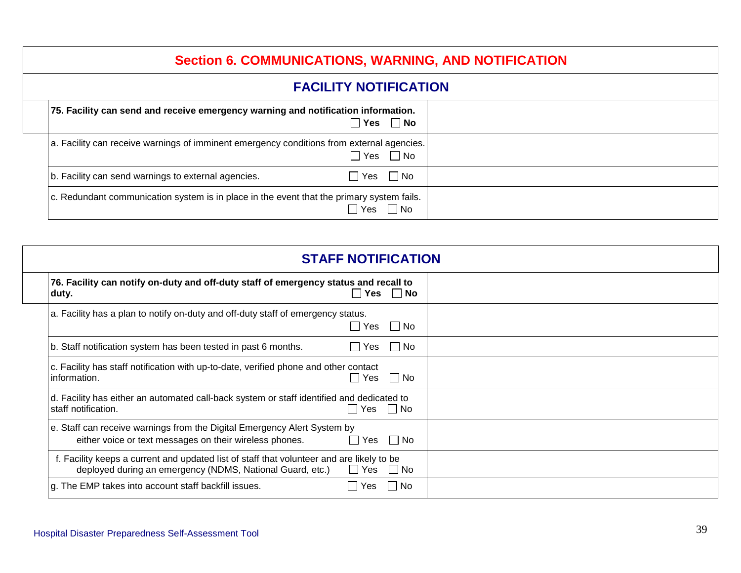# Section 6. COMMUNICATIONS, WARNING, AND NOTIFICATION

## FACILITY NOTIFICATION

| Item | Comments |
| --- | --- |
| **75. Facility can send and receive emergency warning and notification information.** ☐ **Yes** ☐ **No** | |
| a. Facility can receive warnings of imminent emergency conditions from external agencies. ☐ Yes ☐ No | |
| b. Facility can send warnings to external agencies. ☐ Yes ☐ No | |
| c. Redundant communication system is in place in the event that the primary system fails. ☐ Yes ☐ No | |

## STAFF NOTIFICATION

| Item | Comments |
| --- | --- |
| **76. Facility can notify on-duty and off-duty staff of emergency status and recall to duty.** ☐ **Yes** ☐ **No** | |
| a. Facility has a plan to notify on-duty and off-duty staff of emergency status. ☐ Yes ☐ No | |
| b. Staff notification system has been tested in past 6 months. ☐ Yes ☐ No | |
| c. Facility has staff notification with up-to-date, verified phone and other contact information. ☐ Yes ☐ No | |
| d. Facility has either an automated call-back system or staff identified and dedicated to staff notification. ☐ Yes ☐ No | |
| e. Staff can receive warnings from the Digital Emergency Alert System by either voice or text messages on their wireless phones. ☐ Yes ☐ No | |
| f. Facility keeps a current and updated list of staff that volunteer and are likely to be deployed during an emergency (NDMS, National Guard, etc.) ☐ Yes ☐ No | |
| g. The EMP takes into account staff backfill issues. ☐ Yes ☐ No | |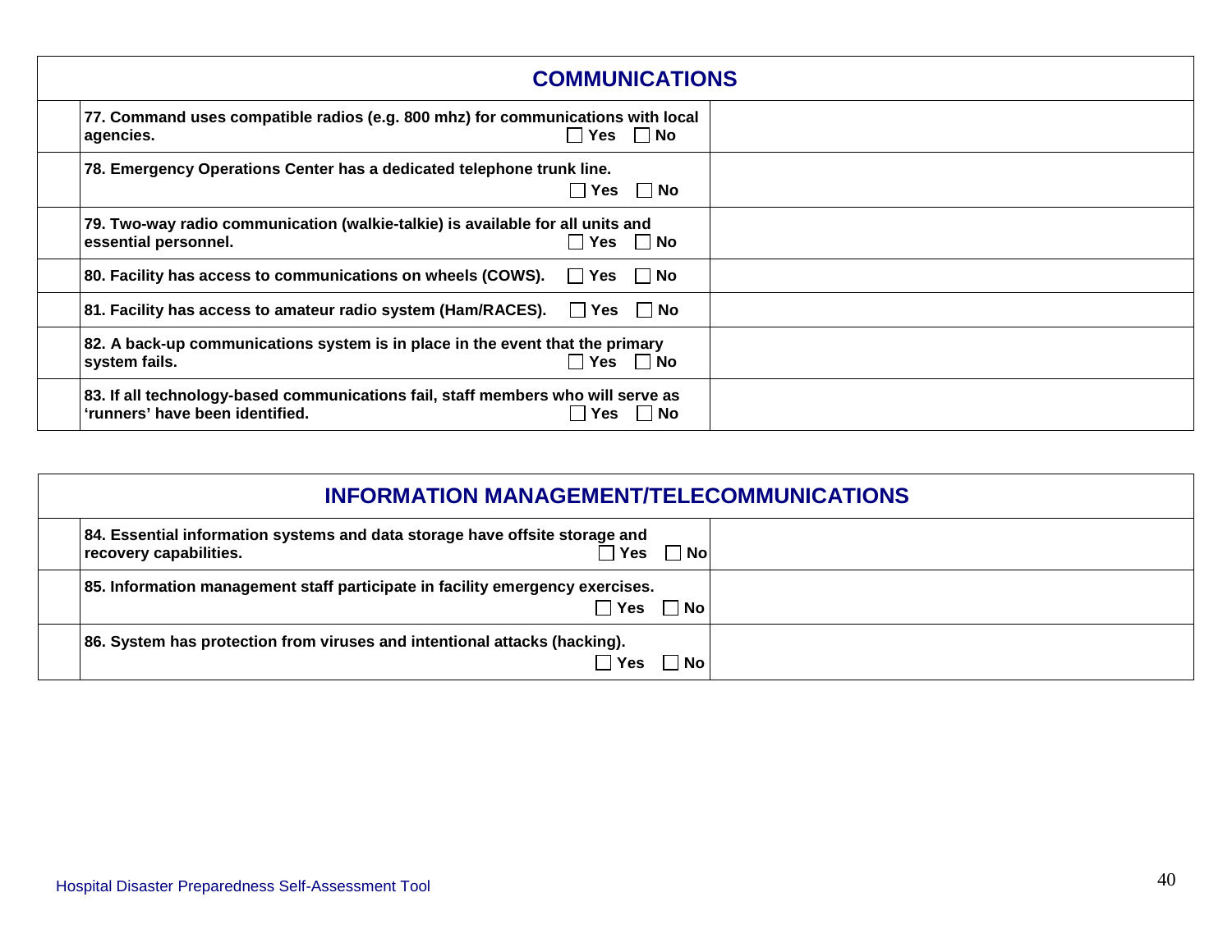| COMMUNICATIONS | | |
|---|---|---|
| | 77. Command uses compatible radios (e.g. 800 mhz) for communications with local agencies. ☐ Yes ☐ No | |
| | 78. Emergency Operations Center has a dedicated telephone trunk line. ☐ Yes ☐ No | |
| | 79. Two-way radio communication (walkie-talkie) is available for all units and essential personnel. ☐ Yes ☐ No | |
| | 80. Facility has access to communications on wheels (COWS). ☐ Yes ☐ No | |
| | 81. Facility has access to amateur radio system (Ham/RACES). ☐ Yes ☐ No | |
| | 82. A back-up communications system is in place in the event that the primary system fails. ☐ Yes ☐ No | |
| | 83. If all technology-based communications fail, staff members who will serve as 'runners' have been identified. ☐ Yes ☐ No | |

| INFORMATION MANAGEMENT/TELECOMMUNICATIONS | | |
|---|---|---|
| | 84. Essential information systems and data storage have offsite storage and recovery capabilities. ☐ Yes ☐ No | |
| | 85. Information management staff participate in facility emergency exercises. ☐ Yes ☐ No | |
| | 86. System has protection from viruses and intentional attacks (hacking). ☐ Yes ☐ No | |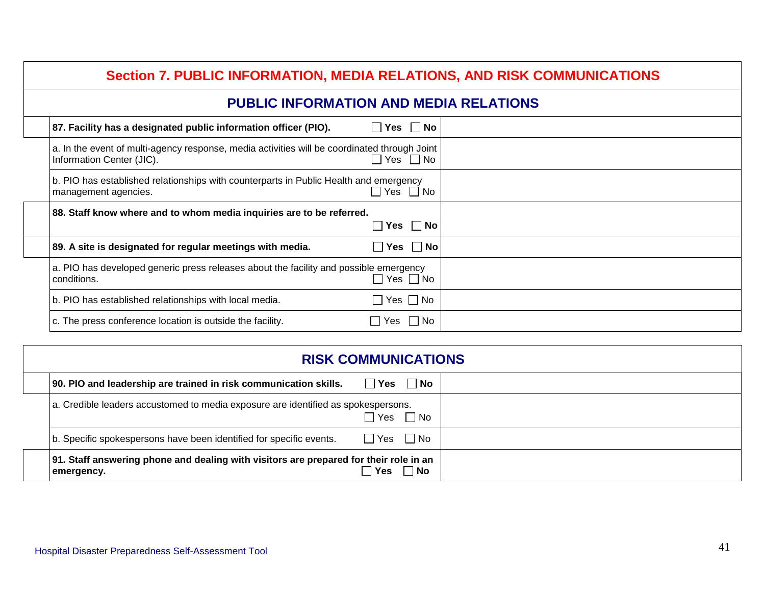## Section 7. PUBLIC INFORMATION, MEDIA RELATIONS, AND RISK COMMUNICATIONS

### PUBLIC INFORMATION AND MEDIA RELATIONS

| | Item | Response | Comments |
|---|---|---|---|
| | **87. Facility has a designated public information officer (PIO).** | **☐ Yes ☐ No** | |
| | a. In the event of multi-agency response, media activities will be coordinated through Joint Information Center (JIC). | ☐ Yes ☐ No | |
| | b. PIO has established relationships with counterparts in Public Health and emergency management agencies. | ☐ Yes ☐ No | |
| | **88. Staff know where and to whom media inquiries are to be referred.** | **☐ Yes ☐ No** | |
| | **89. A site is designated for regular meetings with media.** | **☐ Yes ☐ No** | |
| | a. PIO has developed generic press releases about the facility and possible emergency conditions. | ☐ Yes ☐ No | |
| | b. PIO has established relationships with local media. | ☐ Yes ☐ No | |
| | c. The press conference location is outside the facility. | ☐ Yes ☐ No | |

### RISK COMMUNICATIONS

| | Item | Response | Comments |
|---|---|---|---|
| | **90. PIO and leadership are trained in risk communication skills.** | **☐ Yes ☐ No** | |
| | a. Credible leaders accustomed to media exposure are identified as spokespersons. | ☐ Yes ☐ No | |
| | b. Specific spokespersons have been identified for specific events. | ☐ Yes ☐ No | |
| | **91. Staff answering phone and dealing with visitors are prepared for their role in an emergency.** | **☐ Yes ☐ No** | |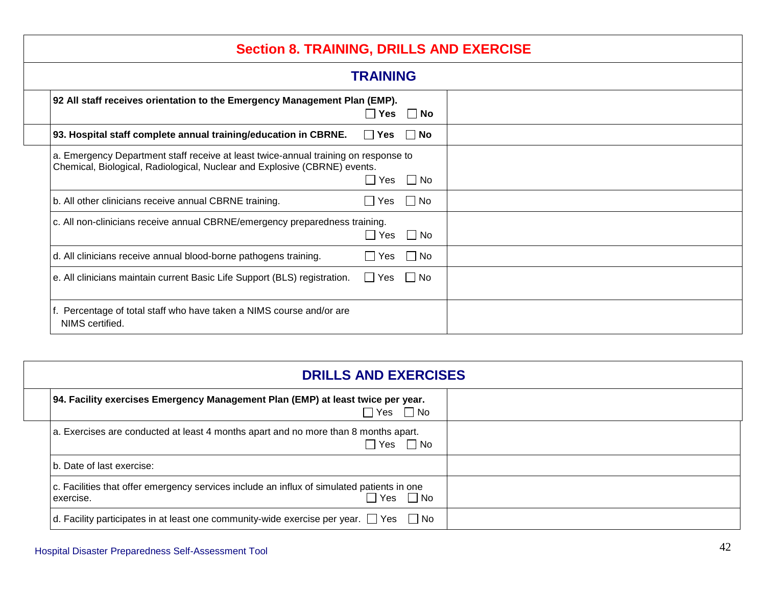# Section 8. TRAINING, DRILLS AND EXERCISE

## TRAINING

| Item | Comments |
|---|---|
| **92 All staff receives orientation to the Emergency Management Plan (EMP).** ☐ **Yes** ☐ **No** | |
| **93. Hospital staff complete annual training/education in CBRNE.** ☐ **Yes** ☐ **No** | |
| a. Emergency Department staff receive at least twice-annual training on response to Chemical, Biological, Radiological, Nuclear and Explosive (CBRNE) events. ☐ Yes ☐ No | |
| b. All other clinicians receive annual CBRNE training. ☐ Yes ☐ No | |
| c. All non-clinicians receive annual CBRNE/emergency preparedness training. ☐ Yes ☐ No | |
| d. All clinicians receive annual blood-borne pathogens training. ☐ Yes ☐ No | |
| e. All clinicians maintain current Basic Life Support (BLS) registration. ☐ Yes ☐ No | |
| f. Percentage of total staff who have taken a NIMS course and/or are NIMS certified. | |

## DRILLS AND EXERCISES

| Item | Comments |
|---|---|
| **94. Facility exercises Emergency Management Plan (EMP) at least twice per year.** ☐ Yes ☐ No | |
| a. Exercises are conducted at least 4 months apart and no more than 8 months apart. ☐ Yes ☐ No | |
| b. Date of last exercise: | |
| c. Facilities that offer emergency services include an influx of simulated patients in one exercise. ☐ Yes ☐ No | |
| d. Facility participates in at least one community-wide exercise per year. ☐ Yes ☐ No | |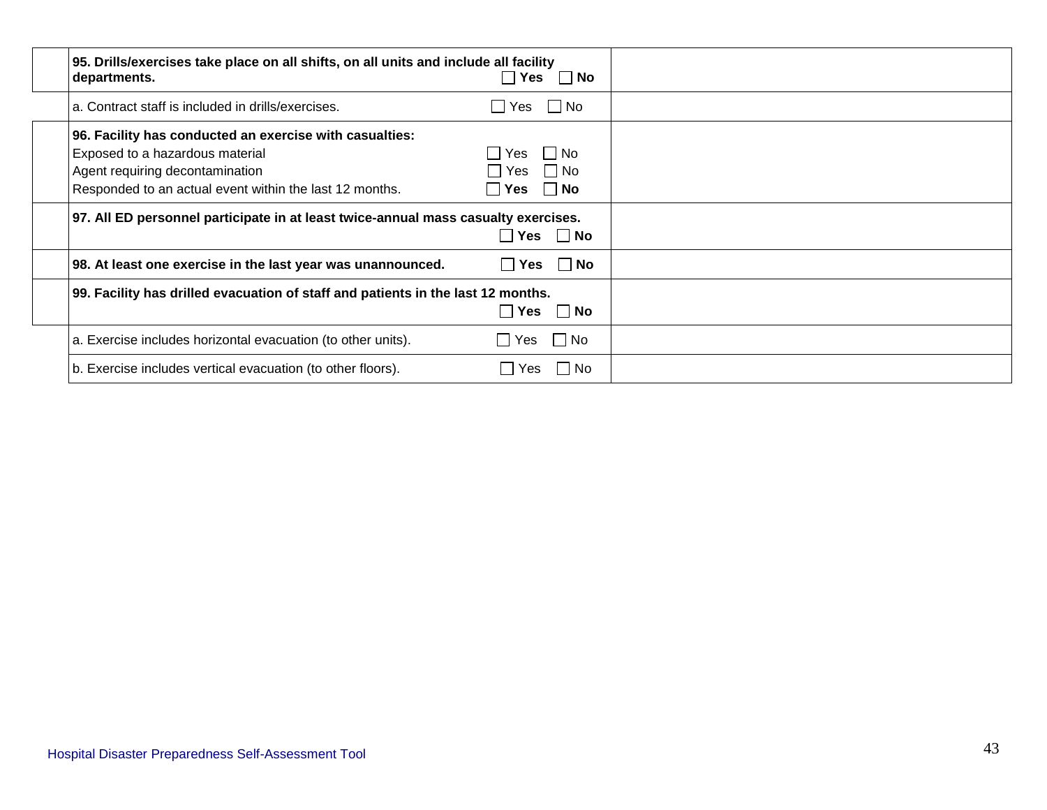| | | |
|---|---|---|
| | **95. Drills/exercises take place on all shifts, on all units and include all facility departments.** ☐ **Yes** ☐ **No** | |
| | a. Contract staff is included in drills/exercises. ☐ Yes ☐ No | |
| | **96. Facility has conducted an exercise with casualties:**<br>Exposed to a hazardous material ☐ Yes ☐ No<br>Agent requiring decontamination ☐ Yes ☐ No<br>Responded to an actual event within the last 12 months. ☐ **Yes** ☐ **No** | |
| | **97. All ED personnel participate in at least twice-annual mass casualty exercises.** ☐ **Yes** ☐ **No** | |
| | **98. At least one exercise in the last year was unannounced.** ☐ **Yes** ☐ **No** | |
| | **99. Facility has drilled evacuation of staff and patients in the last 12 months.** ☐ **Yes** ☐ **No** | |
| | a. Exercise includes horizontal evacuation (to other units). ☐ Yes ☐ No | |
| | b. Exercise includes vertical evacuation (to other floors). ☐ Yes ☐ No | |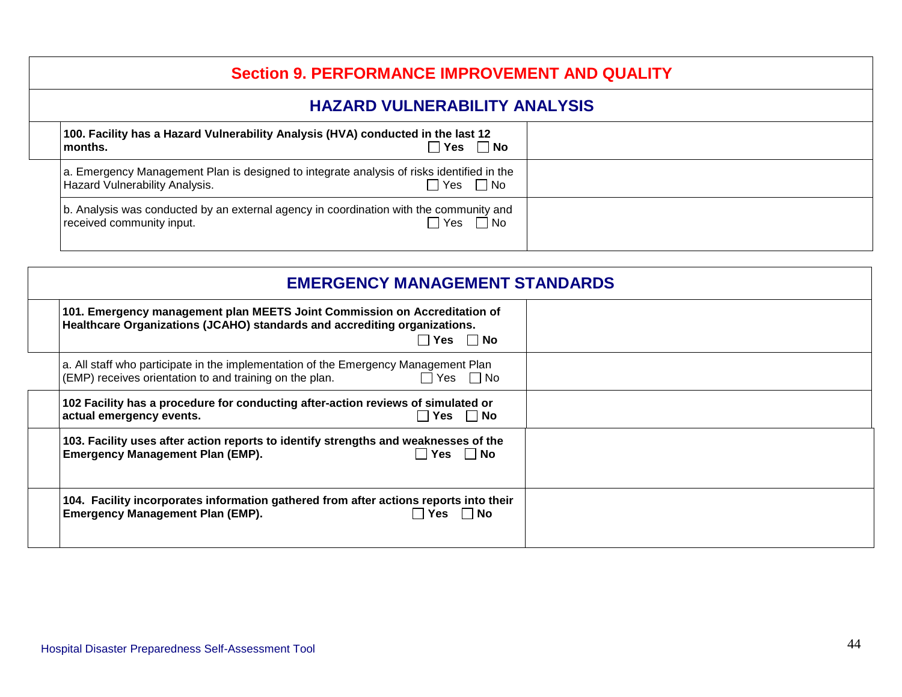## Section 9. PERFORMANCE IMPROVEMENT AND QUALITY

### HAZARD VULNERABILITY ANALYSIS

| | | |
|---|---|---|
| | **100. Facility has a Hazard Vulnerability Analysis (HVA) conducted in the last 12 months.** ☐ **Yes** ☐ **No** | |
| | a. Emergency Management Plan is designed to integrate analysis of risks identified in the Hazard Vulnerability Analysis. ☐ Yes ☐ No | |
| | b. Analysis was conducted by an external agency in coordination with the community and received community input. ☐ Yes ☐ No | |

### EMERGENCY MANAGEMENT STANDARDS

| | | |
|---|---|---|
| | **101. Emergency management plan MEETS Joint Commission on Accreditation of Healthcare Organizations (JCAHO) standards and accrediting organizations.** ☐ **Yes** ☐ **No** | |
| | a. All staff who participate in the implementation of the Emergency Management Plan (EMP) receives orientation to and training on the plan. ☐ Yes ☐ No | |
| | **102 Facility has a procedure for conducting after-action reviews of simulated or actual emergency events.** ☐ **Yes** ☐ **No** | |
| | **103. Facility uses after action reports to identify strengths and weaknesses of the Emergency Management Plan (EMP).** ☐ **Yes** ☐ **No** | |
| | **104. Facility incorporates information gathered from after actions reports into their Emergency Management Plan (EMP).** ☐ **Yes** ☐ **No** | |